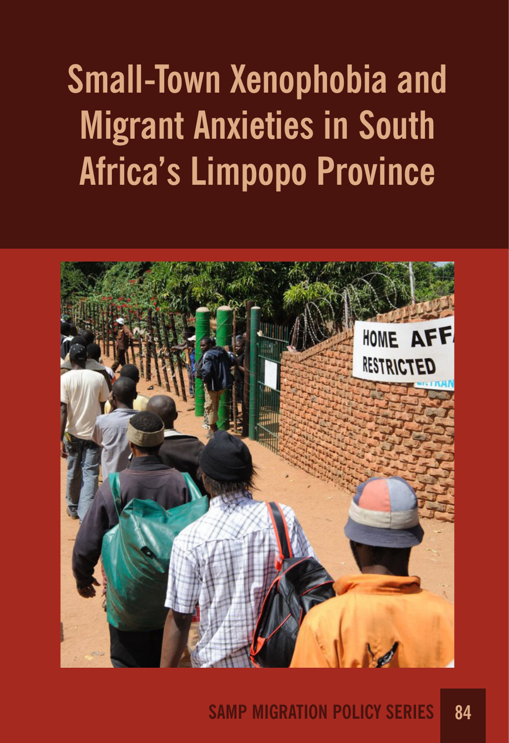# Small-Town Xenophobia and Migrant Anxieties in South Africa's Limpopo Province

SAMP MIGRATION POLICY SERIES 84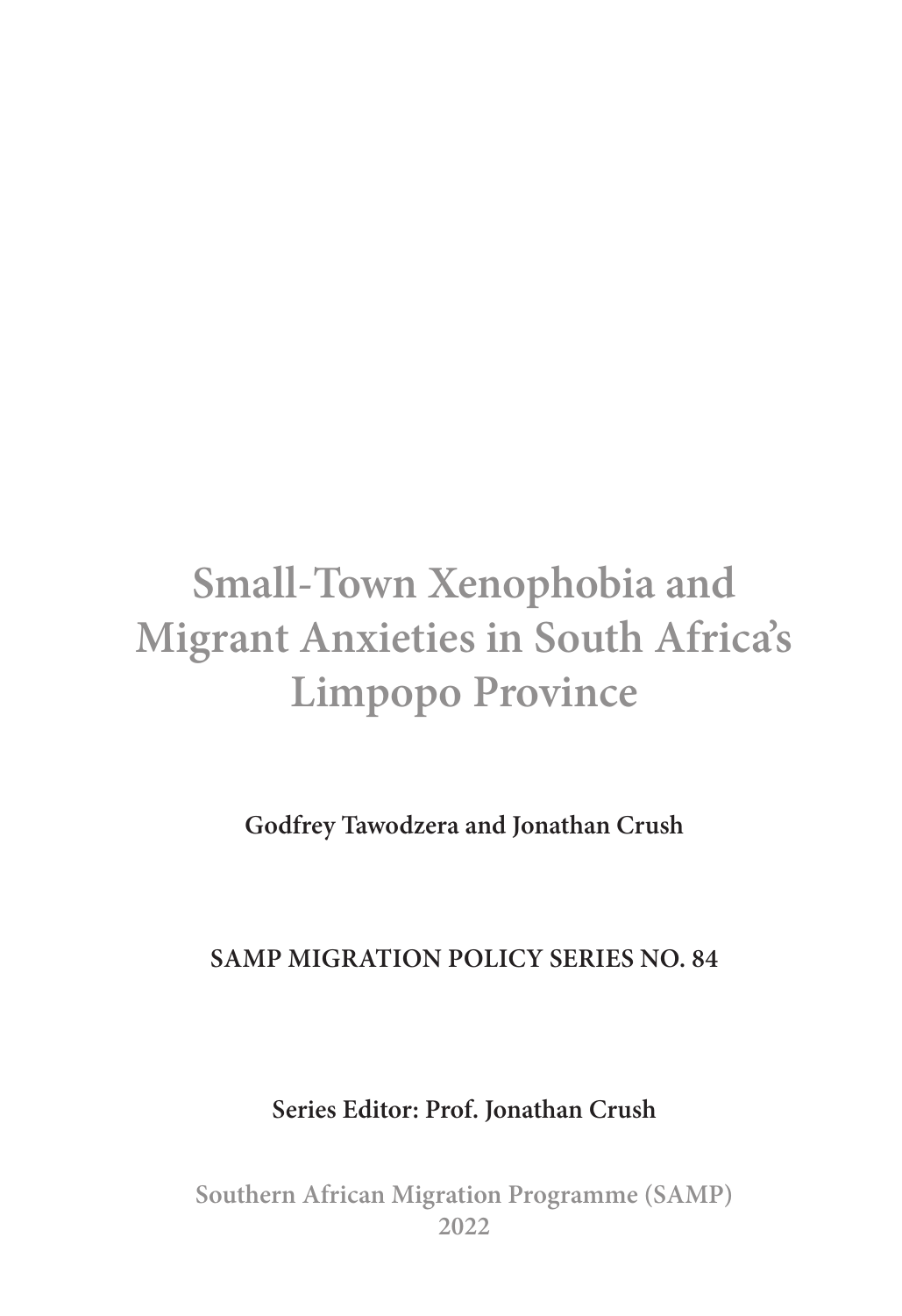# Small-Town Xenophobia and Migrant Anxieties in South Africa's Limpopo Province

**Godfrey Tawodzera and Jonathan Crush**

**SAMP MIGRATION POLICY SERIES NO. 84**

**Series Editor: Prof. Jonathan Crush**

**Southern African Migration Programme (SAMP)**
**2022**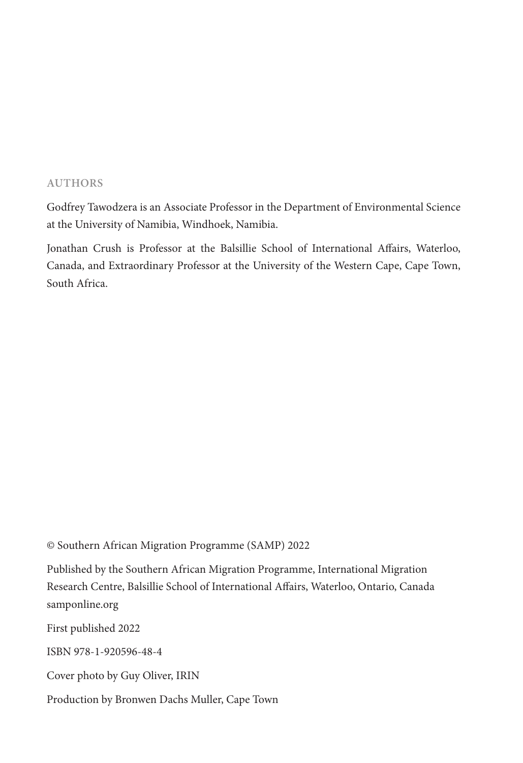## AUTHORS

Godfrey Tawodzera is an Associate Professor in the Department of Environmental Science at the University of Namibia, Windhoek, Namibia.

Jonathan Crush is Professor at the Balsillie School of International Affairs, Waterloo, Canada, and Extraordinary Professor at the University of the Western Cape, Cape Town, South Africa.

© Southern African Migration Programme (SAMP) 2022

Published by the Southern African Migration Programme, International Migration Research Centre, Balsillie School of International Affairs, Waterloo, Ontario, Canada samponline.org

First published 2022

ISBN 978-1-920596-48-4

Cover photo by Guy Oliver, IRIN

Production by Bronwen Dachs Muller, Cape Town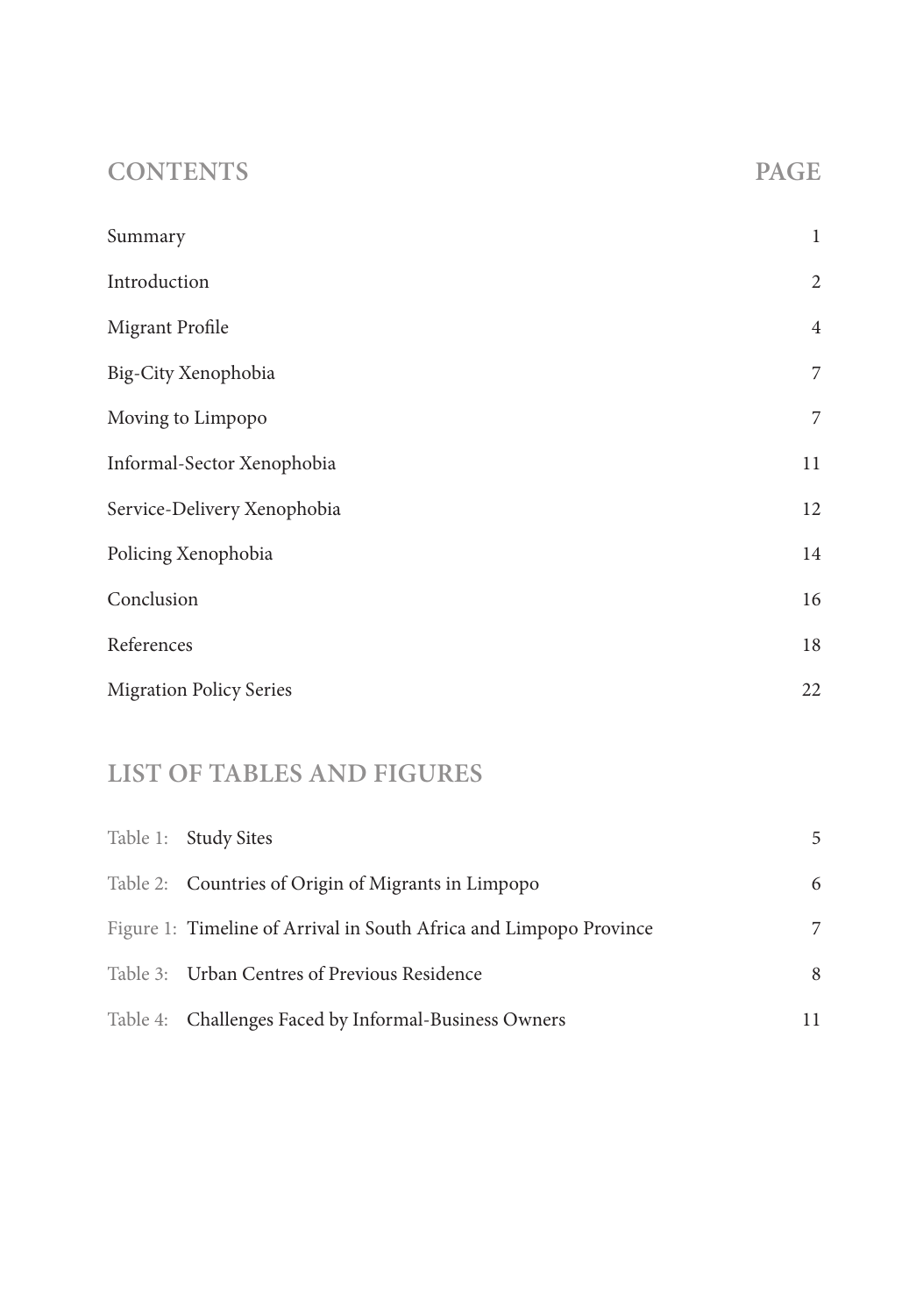## CONTENTS

| CONTENTS | PAGE |
|---|---|
| Summary | 1 |
| Introduction | 2 |
| Migrant Profile | 4 |
| Big-City Xenophobia | 7 |
| Moving to Limpopo | 7 |
| Informal-Sector Xenophobia | 11 |
| Service-Delivery Xenophobia | 12 |
| Policing Xenophobia | 14 |
| Conclusion | 16 |
| References | 18 |
| Migration Policy Series | 22 |

## LIST OF TABLES AND FIGURES

| | | |
|---|---|---|
| Table 1: | Study Sites | 5 |
| Table 2: | Countries of Origin of Migrants in Limpopo | 6 |
| Figure 1: | Timeline of Arrival in South Africa and Limpopo Province | 7 |
| Table 3: | Urban Centres of Previous Residence | 8 |
| Table 4: | Challenges Faced by Informal-Business Owners | 11 |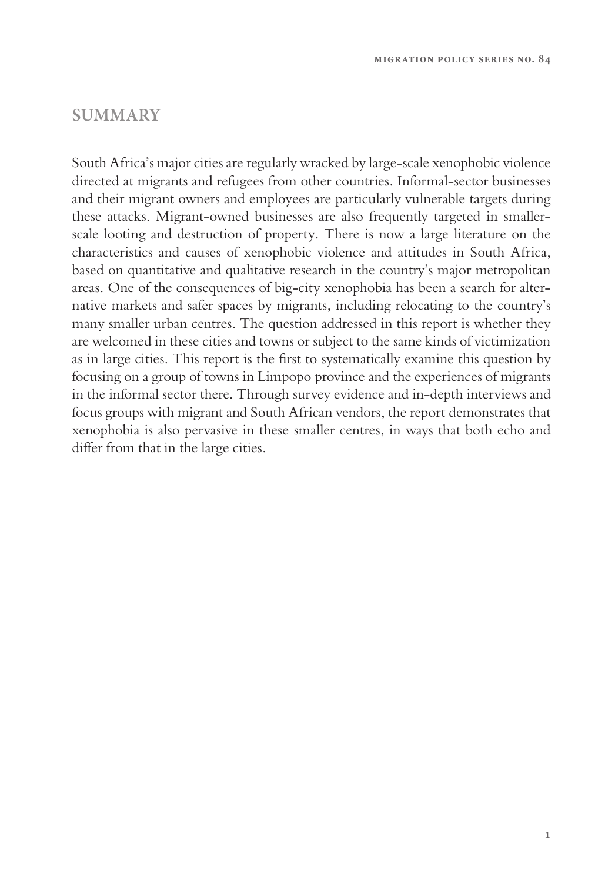## SUMMARY

South Africa's major cities are regularly wracked by large-scale xenophobic violence directed at migrants and refugees from other countries. Informal-sector businesses and their migrant owners and employees are particularly vulnerable targets during these attacks. Migrant-owned businesses are also frequently targeted in smaller-scale looting and destruction of property. There is now a large literature on the characteristics and causes of xenophobic violence and attitudes in South Africa, based on quantitative and qualitative research in the country's major metropolitan areas. One of the consequences of big-city xenophobia has been a search for alternative markets and safer spaces by migrants, including relocating to the country's many smaller urban centres. The question addressed in this report is whether they are welcomed in these cities and towns or subject to the same kinds of victimization as in large cities. This report is the first to systematically examine this question by focusing on a group of towns in Limpopo province and the experiences of migrants in the informal sector there. Through survey evidence and in-depth interviews and focus groups with migrant and South African vendors, the report demonstrates that xenophobia is also pervasive in these smaller centres, in ways that both echo and differ from that in the large cities.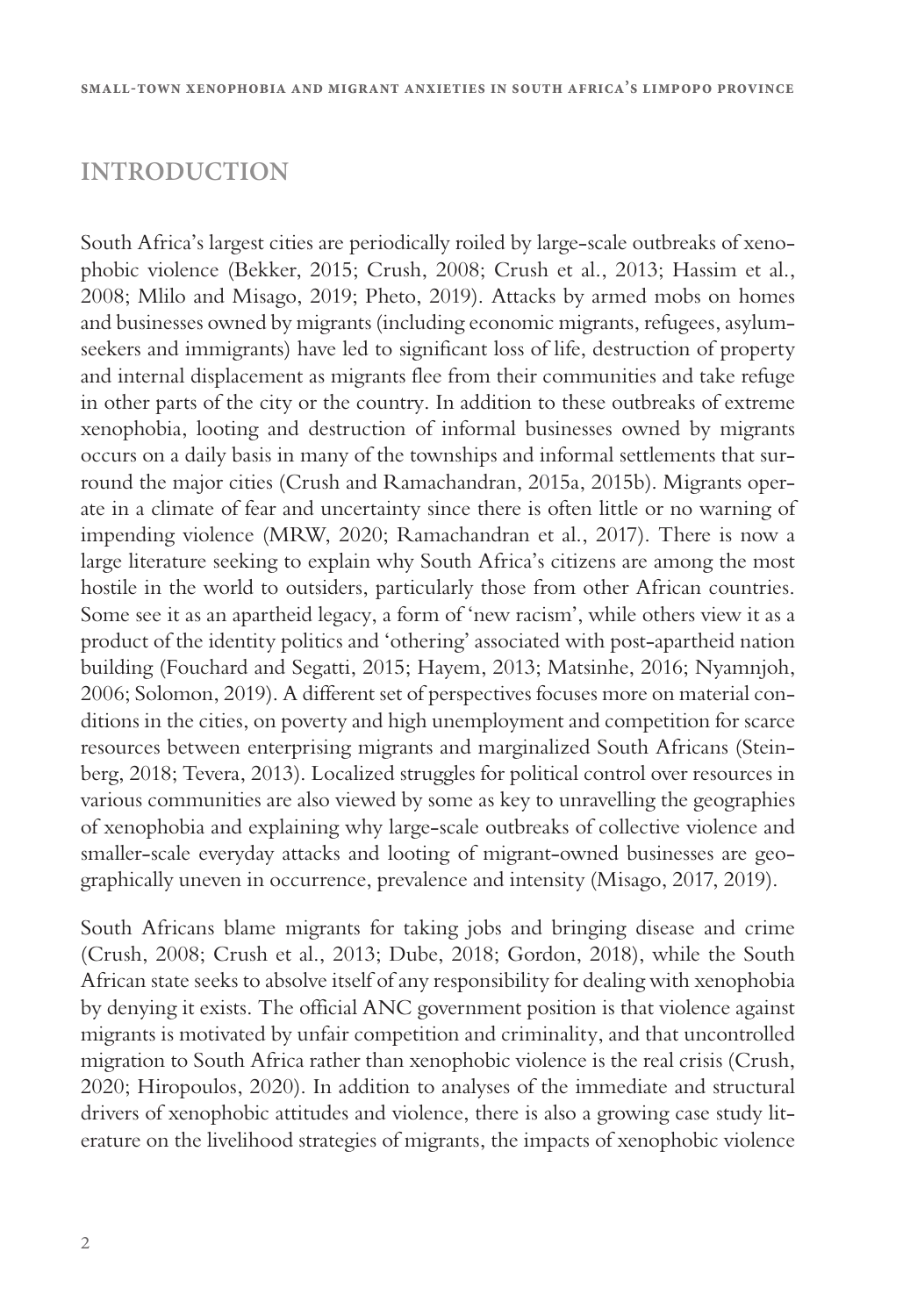## INTRODUCTION

South Africa's largest cities are periodically roiled by large-scale outbreaks of xenophobic violence (Bekker, 2015; Crush, 2008; Crush et al., 2013; Hassim et al., 2008; Mlilo and Misago, 2019; Pheto, 2019). Attacks by armed mobs on homes and businesses owned by migrants (including economic migrants, refugees, asylum-seekers and immigrants) have led to significant loss of life, destruction of property and internal displacement as migrants flee from their communities and take refuge in other parts of the city or the country. In addition to these outbreaks of extreme xenophobia, looting and destruction of informal businesses owned by migrants occurs on a daily basis in many of the townships and informal settlements that surround the major cities (Crush and Ramachandran, 2015a, 2015b). Migrants operate in a climate of fear and uncertainty since there is often little or no warning of impending violence (MRW, 2020; Ramachandran et al., 2017). There is now a large literature seeking to explain why South Africa's citizens are among the most hostile in the world to outsiders, particularly those from other African countries. Some see it as an apartheid legacy, a form of 'new racism', while others view it as a product of the identity politics and 'othering' associated with post-apartheid nation building (Fouchard and Segatti, 2015; Hayem, 2013; Matsinhe, 2016; Nyamnjoh, 2006; Solomon, 2019). A different set of perspectives focuses more on material conditions in the cities, on poverty and high unemployment and competition for scarce resources between enterprising migrants and marginalized South Africans (Steinberg, 2018; Tevera, 2013). Localized struggles for political control over resources in various communities are also viewed by some as key to unravelling the geographies of xenophobia and explaining why large-scale outbreaks of collective violence and smaller-scale everyday attacks and looting of migrant-owned businesses are geographically uneven in occurrence, prevalence and intensity (Misago, 2017, 2019).

South Africans blame migrants for taking jobs and bringing disease and crime (Crush, 2008; Crush et al., 2013; Dube, 2018; Gordon, 2018), while the South African state seeks to absolve itself of any responsibility for dealing with xenophobia by denying it exists. The official ANC government position is that violence against migrants is motivated by unfair competition and criminality, and that uncontrolled migration to South Africa rather than xenophobic violence is the real crisis (Crush, 2020; Hiropoulos, 2020). In addition to analyses of the immediate and structural drivers of xenophobic attitudes and violence, there is also a growing case study literature on the livelihood strategies of migrants, the impacts of xenophobic violence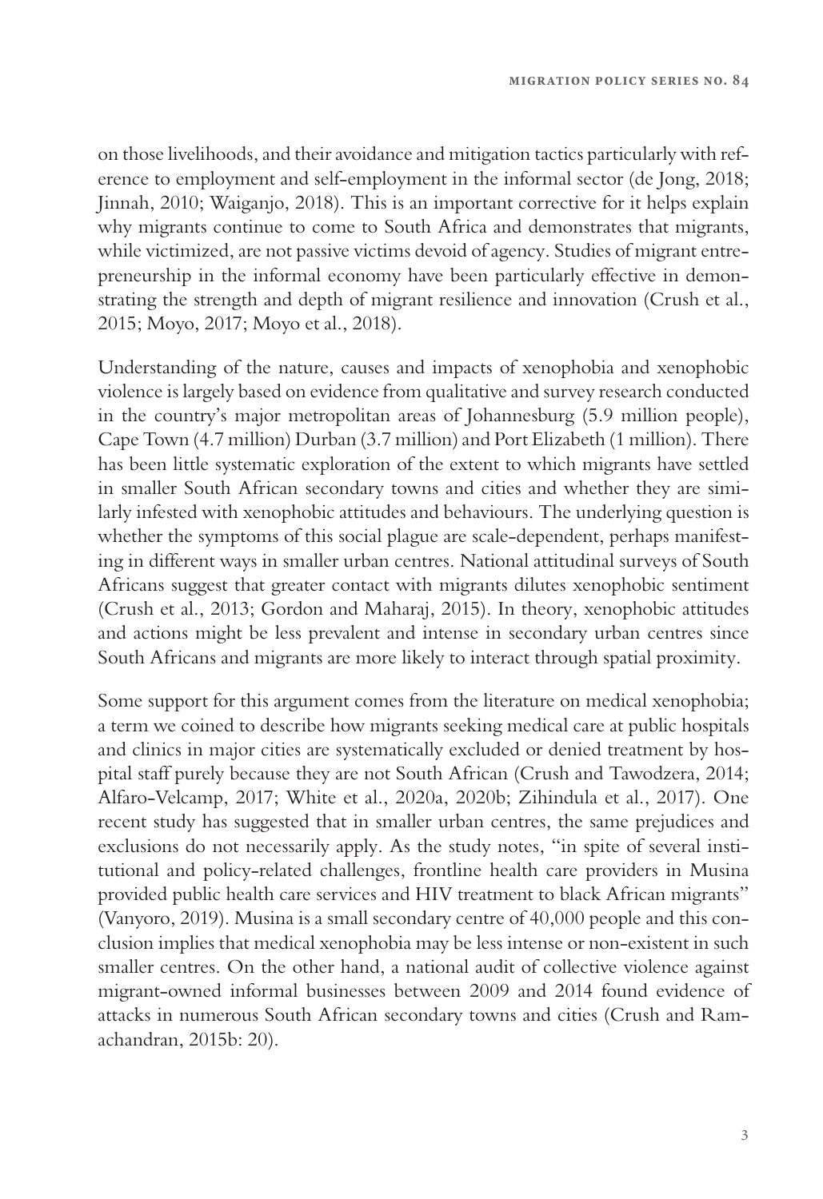on those livelihoods, and their avoidance and mitigation tactics particularly with reference to employment and self-employment in the informal sector (de Jong, 2018; Jinnah, 2010; Waiganjo, 2018). This is an important corrective for it helps explain why migrants continue to come to South Africa and demonstrates that migrants, while victimized, are not passive victims devoid of agency. Studies of migrant entrepreneurship in the informal economy have been particularly effective in demonstrating the strength and depth of migrant resilience and innovation (Crush et al., 2015; Moyo, 2017; Moyo et al., 2018).

Understanding of the nature, causes and impacts of xenophobia and xenophobic violence is largely based on evidence from qualitative and survey research conducted in the country's major metropolitan areas of Johannesburg (5.9 million people), Cape Town (4.7 million) Durban (3.7 million) and Port Elizabeth (1 million). There has been little systematic exploration of the extent to which migrants have settled in smaller South African secondary towns and cities and whether they are similarly infested with xenophobic attitudes and behaviours. The underlying question is whether the symptoms of this social plague are scale-dependent, perhaps manifesting in different ways in smaller urban centres. National attitudinal surveys of South Africans suggest that greater contact with migrants dilutes xenophobic sentiment (Crush et al., 2013; Gordon and Maharaj, 2015). In theory, xenophobic attitudes and actions might be less prevalent and intense in secondary urban centres since South Africans and migrants are more likely to interact through spatial proximity.

Some support for this argument comes from the literature on medical xenophobia; a term we coined to describe how migrants seeking medical care at public hospitals and clinics in major cities are systematically excluded or denied treatment by hospital staff purely because they are not South African (Crush and Tawodzera, 2014; Alfaro-Velcamp, 2017; White et al., 2020a, 2020b; Zihindula et al., 2017). One recent study has suggested that in smaller urban centres, the same prejudices and exclusions do not necessarily apply. As the study notes, "in spite of several institutional and policy-related challenges, frontline health care providers in Musina provided public health care services and HIV treatment to black African migrants" (Vanyoro, 2019). Musina is a small secondary centre of 40,000 people and this conclusion implies that medical xenophobia may be less intense or non-existent in such smaller centres. On the other hand, a national audit of collective violence against migrant-owned informal businesses between 2009 and 2014 found evidence of attacks in numerous South African secondary towns and cities (Crush and Ramachandran, 2015b: 20).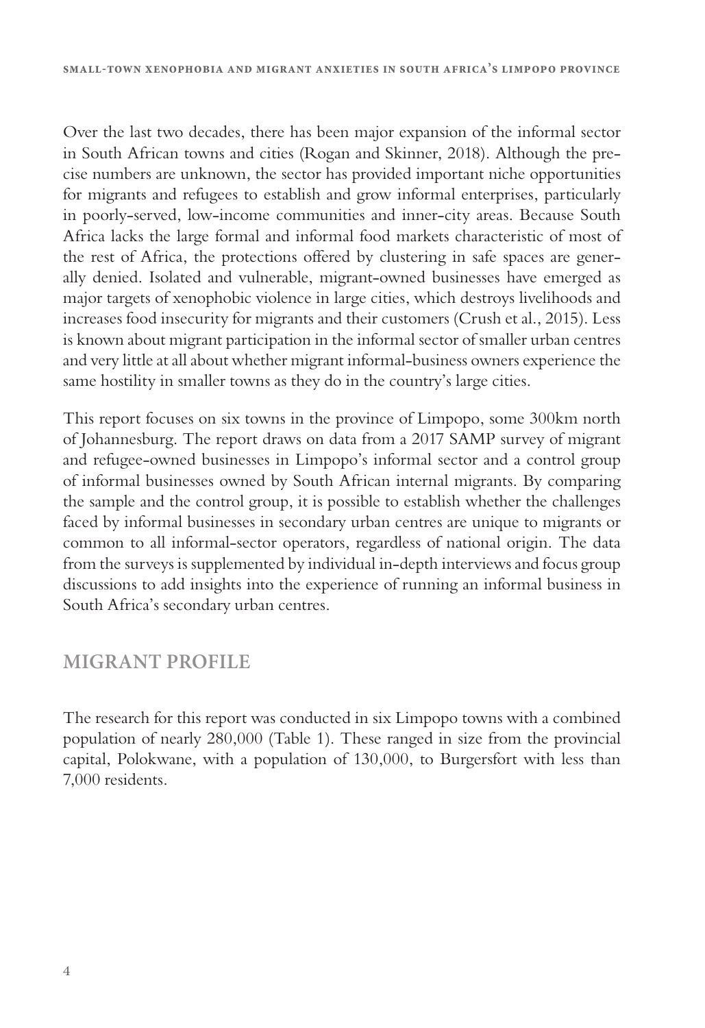Over the last two decades, there has been major expansion of the informal sector in South African towns and cities (Rogan and Skinner, 2018). Although the precise numbers are unknown, the sector has provided important niche opportunities for migrants and refugees to establish and grow informal enterprises, particularly in poorly-served, low-income communities and inner-city areas. Because South Africa lacks the large formal and informal food markets characteristic of most of the rest of Africa, the protections offered by clustering in safe spaces are generally denied. Isolated and vulnerable, migrant-owned businesses have emerged as major targets of xenophobic violence in large cities, which destroys livelihoods and increases food insecurity for migrants and their customers (Crush et al., 2015). Less is known about migrant participation in the informal sector of smaller urban centres and very little at all about whether migrant informal-business owners experience the same hostility in smaller towns as they do in the country's large cities.

This report focuses on six towns in the province of Limpopo, some 300km north of Johannesburg. The report draws on data from a 2017 SAMP survey of migrant and refugee-owned businesses in Limpopo's informal sector and a control group of informal businesses owned by South African internal migrants. By comparing the sample and the control group, it is possible to establish whether the challenges faced by informal businesses in secondary urban centres are unique to migrants or common to all informal-sector operators, regardless of national origin. The data from the surveys is supplemented by individual in-depth interviews and focus group discussions to add insights into the experience of running an informal business in South Africa's secondary urban centres.

## MIGRANT PROFILE

The research for this report was conducted in six Limpopo towns with a combined population of nearly 280,000 (Table 1). These ranged in size from the provincial capital, Polokwane, with a population of 130,000, to Burgersfort with less than 7,000 residents.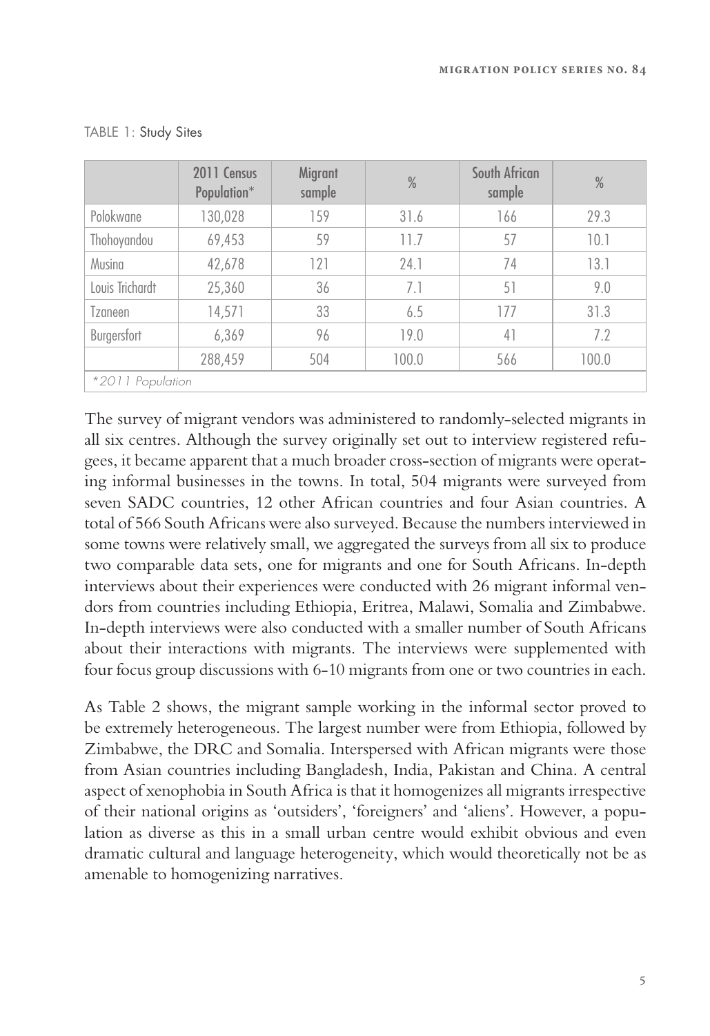TABLE 1: Study Sites

| | 2011 Census Population* | Migrant sample | % | South African sample | % |
|---|---|---|---|---|---|
| Polokwane | 130,028 | 159 | 31.6 | 166 | 29.3 |
| Thohoyandou | 69,453 | 59 | 11.7 | 57 | 10.1 |
| Musina | 42,678 | 121 | 24.1 | 74 | 13.1 |
| Louis Trichardt | 25,360 | 36 | 7.1 | 51 | 9.0 |
| Tzaneen | 14,571 | 33 | 6.5 | 177 | 31.3 |
| Burgersfort | 6,369 | 96 | 19.0 | 41 | 7.2 |
| | 288,459 | 504 | 100.0 | 566 | 100.0 |

*2011 Population

The survey of migrant vendors was administered to randomly-selected migrants in all six centres. Although the survey originally set out to interview registered refugees, it became apparent that a much broader cross-section of migrants were operating informal businesses in the towns. In total, 504 migrants were surveyed from seven SADC countries, 12 other African countries and four Asian countries. A total of 566 South Africans were also surveyed. Because the numbers interviewed in some towns were relatively small, we aggregated the surveys from all six to produce two comparable data sets, one for migrants and one for South Africans. In-depth interviews about their experiences were conducted with 26 migrant informal vendors from countries including Ethiopia, Eritrea, Malawi, Somalia and Zimbabwe. In-depth interviews were also conducted with a smaller number of South Africans about their interactions with migrants. The interviews were supplemented with four focus group discussions with 6-10 migrants from one or two countries in each.

As Table 2 shows, the migrant sample working in the informal sector proved to be extremely heterogeneous. The largest number were from Ethiopia, followed by Zimbabwe, the DRC and Somalia. Interspersed with African migrants were those from Asian countries including Bangladesh, India, Pakistan and China. A central aspect of xenophobia in South Africa is that it homogenizes all migrants irrespective of their national origins as 'outsiders', 'foreigners' and 'aliens'. However, a population as diverse as this in a small urban centre would exhibit obvious and even dramatic cultural and language heterogeneity, which would theoretically not be as amenable to homogenizing narratives.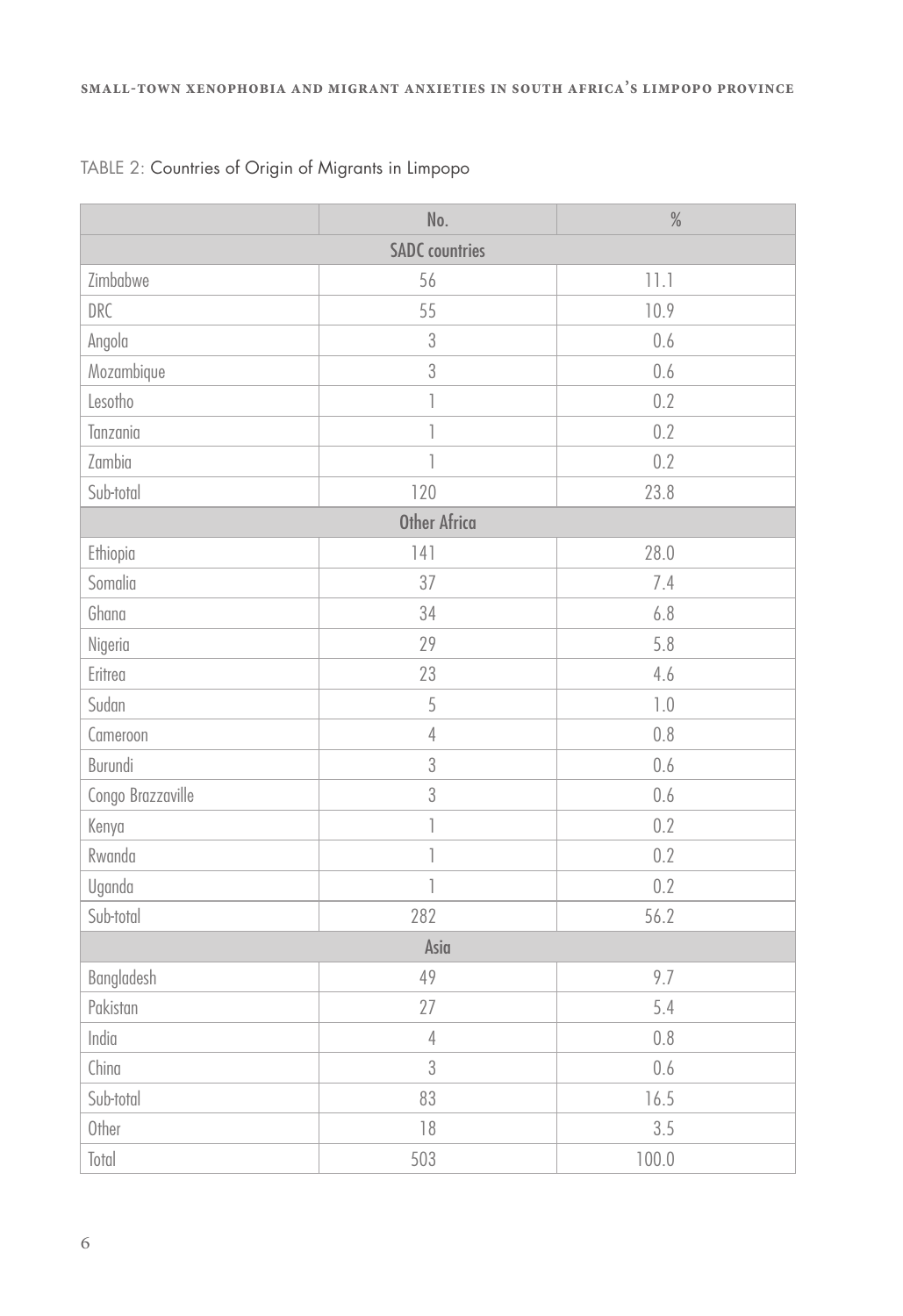TABLE 2: Countries of Origin of Migrants in Limpopo

| | No. | % |
|---|---|---|
| **SADC countries** | | |
| Zimbabwe | 56 | 11.1 |
| DRC | 55 | 10.9 |
| Angola | 3 | 0.6 |
| Mozambique | 3 | 0.6 |
| Lesotho | 1 | 0.2 |
| Tanzania | 1 | 0.2 |
| Zambia | 1 | 0.2 |
| Sub-total | 120 | 23.8 |
| **Other Africa** | | |
| Ethiopia | 141 | 28.0 |
| Somalia | 37 | 7.4 |
| Ghana | 34 | 6.8 |
| Nigeria | 29 | 5.8 |
| Eritrea | 23 | 4.6 |
| Sudan | 5 | 1.0 |
| Cameroon | 4 | 0.8 |
| Burundi | 3 | 0.6 |
| Congo Brazzaville | 3 | 0.6 |
| Kenya | 1 | 0.2 |
| Rwanda | 1 | 0.2 |
| Uganda | 1 | 0.2 |
| Sub-total | 282 | 56.2 |
| **Asia** | | |
| Bangladesh | 49 | 9.7 |
| Pakistan | 27 | 5.4 |
| India | 4 | 0.8 |
| China | 3 | 0.6 |
| Sub-total | 83 | 16.5 |
| Other | 18 | 3.5 |
| Total | 503 | 100.0 |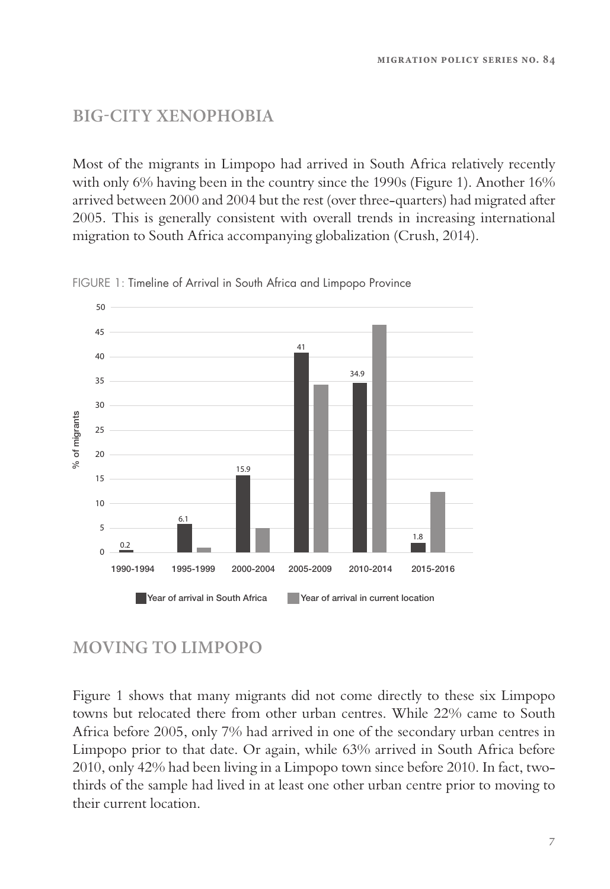## BIG-CITY XENOPHOBIA

Most of the migrants in Limpopo had arrived in South Africa relatively recently with only 6% having been in the country since the 1990s (Figure 1). Another 16% arrived between 2000 and 2004 but the rest (over three-quarters) had migrated after 2005. This is generally consistent with overall trends in increasing international migration to South Africa accompanying globalization (Crush, 2014).

FIGURE 1: Timeline of Arrival in South Africa and Limpopo Province

| % of migrants | Year of arrival in South Africa | Year of arrival in current location |
|---|---|---|
| 1990-1994 | 0.2 | |
| 1995-1999 | 6.1 | |
| 2000-2004 | 15.9 | |
| 2005-2009 | 41 | |
| 2010-2014 | 34.9 | |
| 2015-2016 | 1.8 | |

## MOVING TO LIMPOPO

Figure 1 shows that many migrants did not come directly to these six Limpopo towns but relocated there from other urban centres. While 22% came to South Africa before 2005, only 7% had arrived in one of the secondary urban centres in Limpopo prior to that date. Or again, while 63% arrived in South Africa before 2010, only 42% had been living in a Limpopo town since before 2010. In fact, two-thirds of the sample had lived in at least one other urban centre prior to moving to their current location.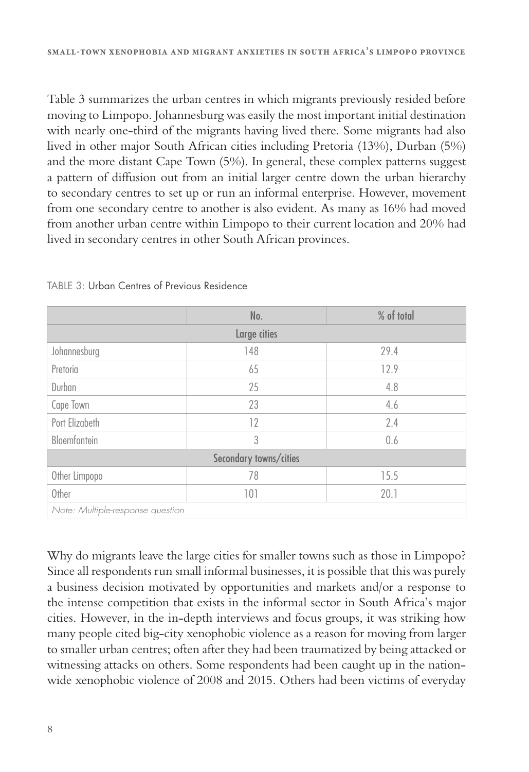Table 3 summarizes the urban centres in which migrants previously resided before moving to Limpopo. Johannesburg was easily the most important initial destination with nearly one-third of the migrants having lived there. Some migrants had also lived in other major South African cities including Pretoria (13%), Durban (5%) and the more distant Cape Town (5%). In general, these complex patterns suggest a pattern of diffusion out from an initial larger centre down the urban hierarchy to secondary centres to set up or run an informal enterprise. However, movement from one secondary centre to another is also evident. As many as 16% had moved from another urban centre within Limpopo to their current location and 20% had lived in secondary centres in other South African provinces.

TABLE 3: Urban Centres of Previous Residence

| | No. | % of total |
|---|---|---|
| **Large cities** | | |
| Johannesburg | 148 | 29.4 |
| Pretoria | 65 | 12.9 |
| Durban | 25 | 4.8 |
| Cape Town | 23 | 4.6 |
| Port Elizabeth | 12 | 2.4 |
| Bloemfontein | 3 | 0.6 |
| **Secondary towns/cities** | | |
| Other Limpopo | 78 | 15.5 |
| Other | 101 | 20.1 |

*Note: Multiple-response question*

Why do migrants leave the large cities for smaller towns such as those in Limpopo? Since all respondents run small informal businesses, it is possible that this was purely a business decision motivated by opportunities and markets and/or a response to the intense competition that exists in the informal sector in South Africa's major cities. However, in the in-depth interviews and focus groups, it was striking how many people cited big-city xenophobic violence as a reason for moving from larger to smaller urban centres; often after they had been traumatized by being attacked or witnessing attacks on others. Some respondents had been caught up in the nation-wide xenophobic violence of 2008 and 2015. Others had been victims of everyday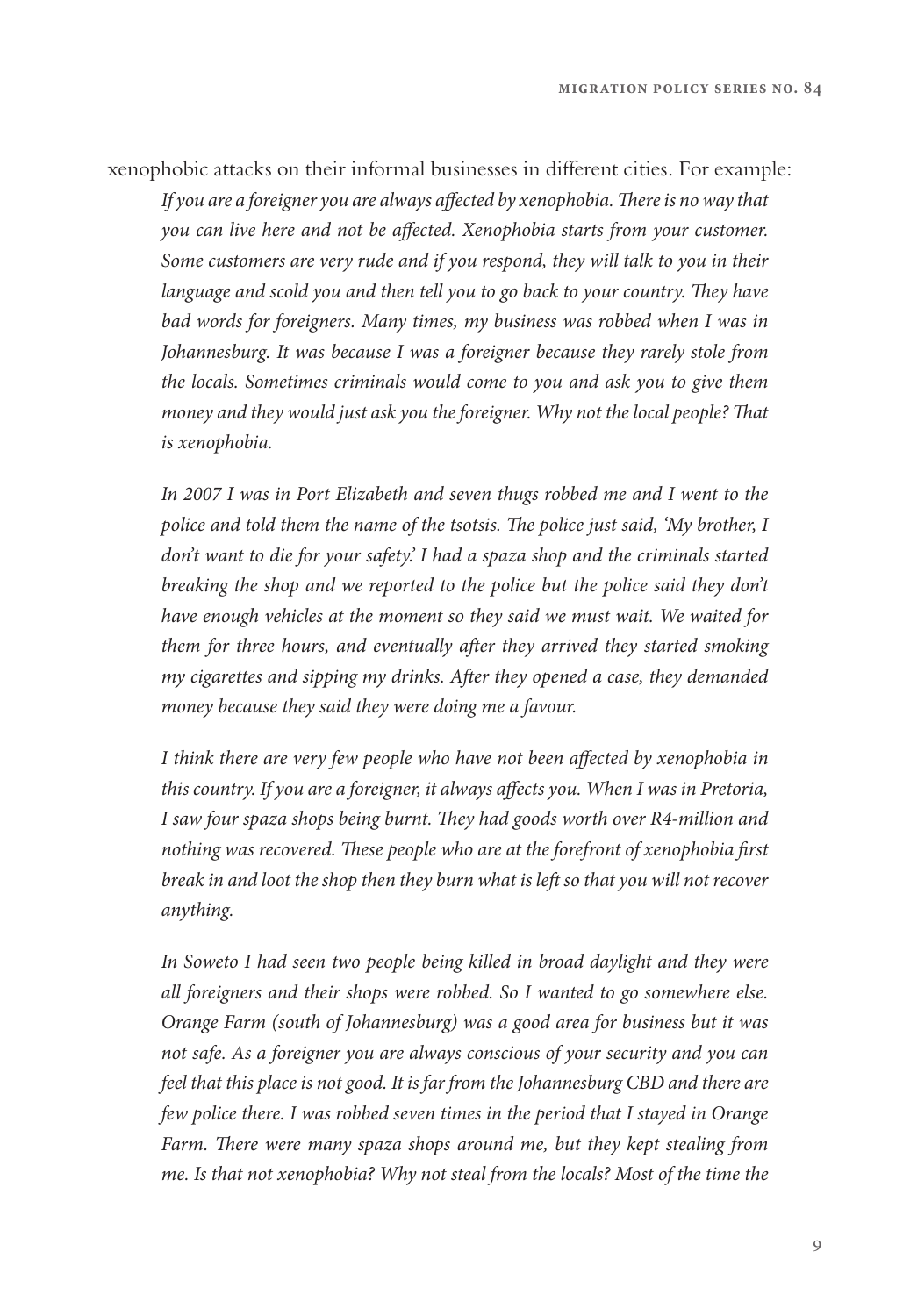xenophobic attacks on their informal businesses in different cities. For example:

> *If you are a foreigner you are always affected by xenophobia. There is no way that you can live here and not be affected. Xenophobia starts from your customer. Some customers are very rude and if you respond, they will talk to you in their language and scold you and then tell you to go back to your country. They have bad words for foreigners. Many times, my business was robbed when I was in Johannesburg. It was because I was a foreigner because they rarely stole from the locals. Sometimes criminals would come to you and ask you to give them money and they would just ask you the foreigner. Why not the local people? That is xenophobia.*

> *In 2007 I was in Port Elizabeth and seven thugs robbed me and I went to the police and told them the name of the tsotsis. The police just said, 'My brother, I don't want to die for your safety.' I had a spaza shop and the criminals started breaking the shop and we reported to the police but the police said they don't have enough vehicles at the moment so they said we must wait. We waited for them for three hours, and eventually after they arrived they started smoking my cigarettes and sipping my drinks. After they opened a case, they demanded money because they said they were doing me a favour.*

> *I think there are very few people who have not been affected by xenophobia in this country. If you are a foreigner, it always affects you. When I was in Pretoria, I saw four spaza shops being burnt. They had goods worth over R4-million and nothing was recovered. These people who are at the forefront of xenophobia first break in and loot the shop then they burn what is left so that you will not recover anything.*

> *In Soweto I had seen two people being killed in broad daylight and they were all foreigners and their shops were robbed. So I wanted to go somewhere else. Orange Farm (south of Johannesburg) was a good area for business but it was not safe. As a foreigner you are always conscious of your security and you can feel that this place is not good. It is far from the Johannesburg CBD and there are few police there. I was robbed seven times in the period that I stayed in Orange Farm. There were many spaza shops around me, but they kept stealing from me. Is that not xenophobia? Why not steal from the locals? Most of the time the*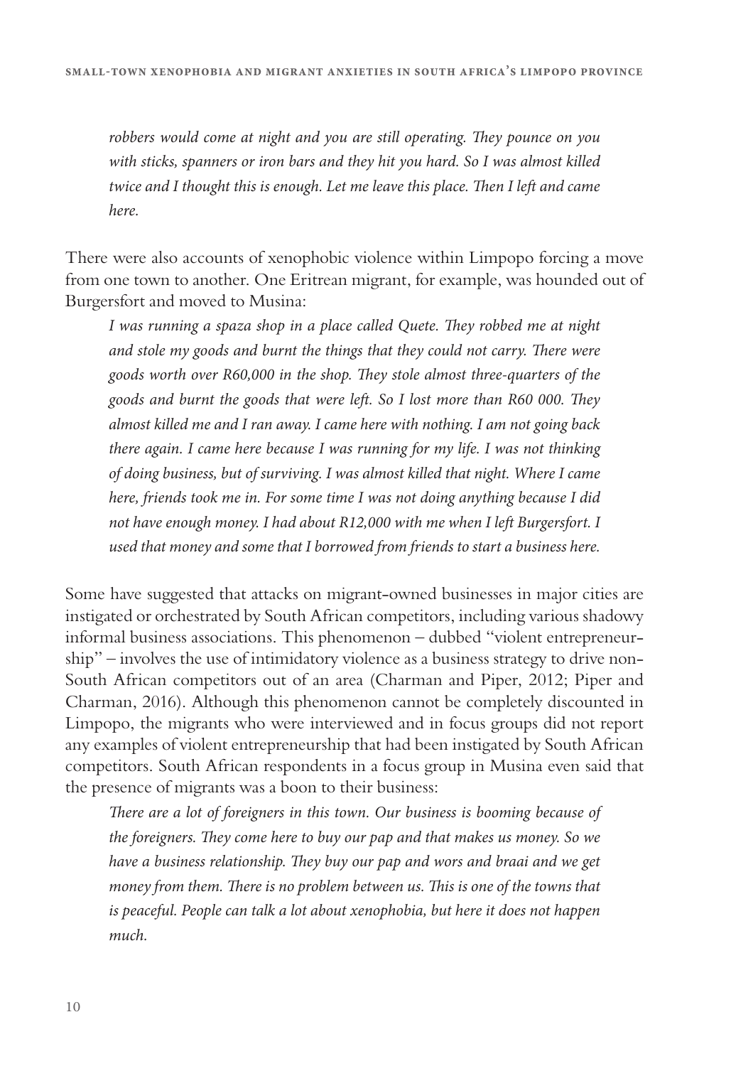*robbers would come at night and you are still operating. They pounce on you with sticks, spanners or iron bars and they hit you hard. So I was almost killed twice and I thought this is enough. Let me leave this place. Then I left and came here.*

There were also accounts of xenophobic violence within Limpopo forcing a move from one town to another. One Eritrean migrant, for example, was hounded out of Burgersfort and moved to Musina:

> *I was running a spaza shop in a place called Quete. They robbed me at night and stole my goods and burnt the things that they could not carry. There were goods worth over R60,000 in the shop. They stole almost three-quarters of the goods and burnt the goods that were left. So I lost more than R60 000. They almost killed me and I ran away. I came here with nothing. I am not going back there again. I came here because I was running for my life. I was not thinking of doing business, but of surviving. I was almost killed that night. Where I came here, friends took me in. For some time I was not doing anything because I did not have enough money. I had about R12,000 with me when I left Burgersfort. I used that money and some that I borrowed from friends to start a business here.*

Some have suggested that attacks on migrant-owned businesses in major cities are instigated or orchestrated by South African competitors, including various shadowy informal business associations. This phenomenon – dubbed "violent entrepreneurship" – involves the use of intimidatory violence as a business strategy to drive non-South African competitors out of an area (Charman and Piper, 2012; Piper and Charman, 2016). Although this phenomenon cannot be completely discounted in Limpopo, the migrants who were interviewed and in focus groups did not report any examples of violent entrepreneurship that had been instigated by South African competitors. South African respondents in a focus group in Musina even said that the presence of migrants was a boon to their business:

> *There are a lot of foreigners in this town. Our business is booming because of the foreigners. They come here to buy our pap and that makes us money. So we have a business relationship. They buy our pap and wors and braai and we get money from them. There is no problem between us. This is one of the towns that is peaceful. People can talk a lot about xenophobia, but here it does not happen much.*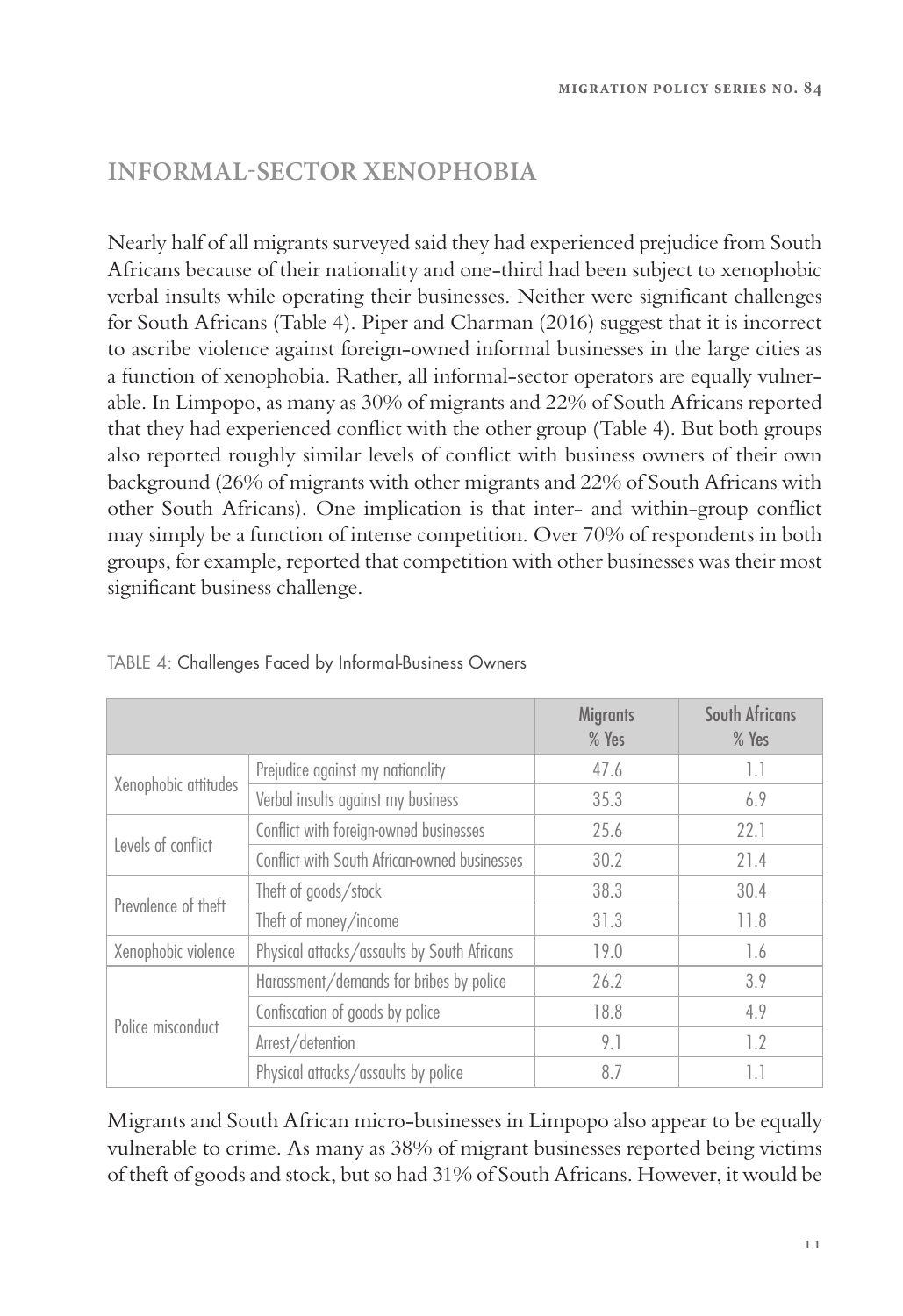## INFORMAL-SECTOR XENOPHOBIA

Nearly half of all migrants surveyed said they had experienced prejudice from South Africans because of their nationality and one-third had been subject to xenophobic verbal insults while operating their businesses. Neither were significant challenges for South Africans (Table 4). Piper and Charman (2016) suggest that it is incorrect to ascribe violence against foreign-owned informal businesses in the large cities as a function of xenophobia. Rather, all informal-sector operators are equally vulnerable. In Limpopo, as many as 30% of migrants and 22% of South Africans reported that they had experienced conflict with the other group (Table 4). But both groups also reported roughly similar levels of conflict with business owners of their own background (26% of migrants with other migrants and 22% of South Africans with other South Africans). One implication is that inter- and within-group conflict may simply be a function of intense competition. Over 70% of respondents in both groups, for example, reported that competition with other businesses was their most significant business challenge.

TABLE 4: Challenges Faced by Informal-Business Owners

| | | Migrants % Yes | South Africans % Yes |
|---|---|---|---|
| Xenophobic attitudes | Prejudice against my nationality | 47.6 | 1.1 |
| | Verbal insults against my business | 35.3 | 6.9 |
| Levels of conflict | Conflict with foreign-owned businesses | 25.6 | 22.1 |
| | Conflict with South African-owned businesses | 30.2 | 21.4 |
| Prevalence of theft | Theft of goods/stock | 38.3 | 30.4 |
| | Theft of money/income | 31.3 | 11.8 |
| Xenophobic violence | Physical attacks/assaults by South Africans | 19.0 | 1.6 |
| Police misconduct | Harassment/demands for bribes by police | 26.2 | 3.9 |
| | Confiscation of goods by police | 18.8 | 4.9 |
| | Arrest/detention | 9.1 | 1.2 |
| | Physical attacks/assaults by police | 8.7 | 1.1 |

Migrants and South African micro-businesses in Limpopo also appear to be equally vulnerable to crime. As many as 38% of migrant businesses reported being victims of theft of goods and stock, but so had 31% of South Africans. However, it would be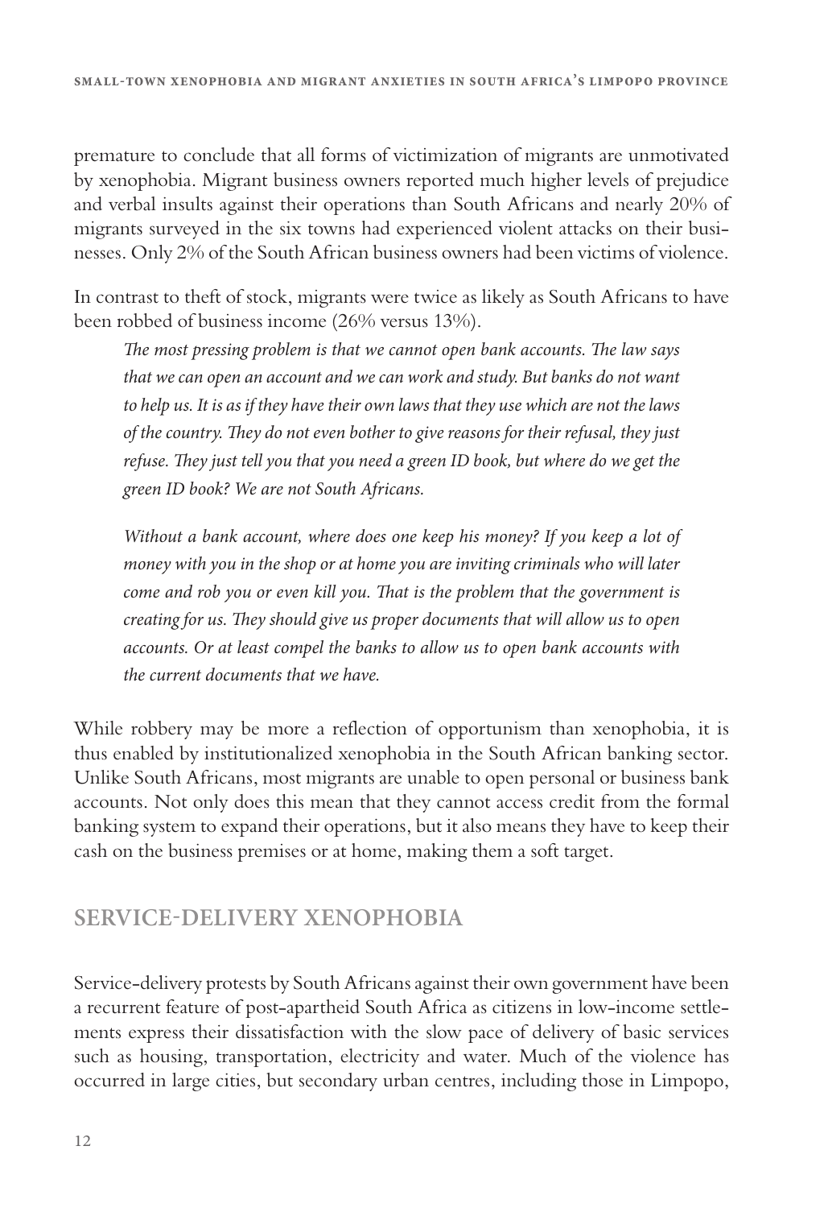premature to conclude that all forms of victimization of migrants are unmotivated by xenophobia. Migrant business owners reported much higher levels of prejudice and verbal insults against their operations than South Africans and nearly 20% of migrants surveyed in the six towns had experienced violent attacks on their businesses. Only 2% of the South African business owners had been victims of violence.

In contrast to theft of stock, migrants were twice as likely as South Africans to have been robbed of business income (26% versus 13%).

> *The most pressing problem is that we cannot open bank accounts. The law says that we can open an account and we can work and study. But banks do not want to help us. It is as if they have their own laws that they use which are not the laws of the country. They do not even bother to give reasons for their refusal, they just refuse. They just tell you that you need a green ID book, but where do we get the green ID book? We are not South Africans.*
>
> *Without a bank account, where does one keep his money? If you keep a lot of money with you in the shop or at home you are inviting criminals who will later come and rob you or even kill you. That is the problem that the government is creating for us. They should give us proper documents that will allow us to open accounts. Or at least compel the banks to allow us to open bank accounts with the current documents that we have.*

While robbery may be more a reflection of opportunism than xenophobia, it is thus enabled by institutionalized xenophobia in the South African banking sector. Unlike South Africans, most migrants are unable to open personal or business bank accounts. Not only does this mean that they cannot access credit from the formal banking system to expand their operations, but it also means they have to keep their cash on the business premises or at home, making them a soft target.

## SERVICE-DELIVERY XENOPHOBIA

Service-delivery protests by South Africans against their own government have been a recurrent feature of post-apartheid South Africa as citizens in low-income settlements express their dissatisfaction with the slow pace of delivery of basic services such as housing, transportation, electricity and water. Much of the violence has occurred in large cities, but secondary urban centres, including those in Limpopo,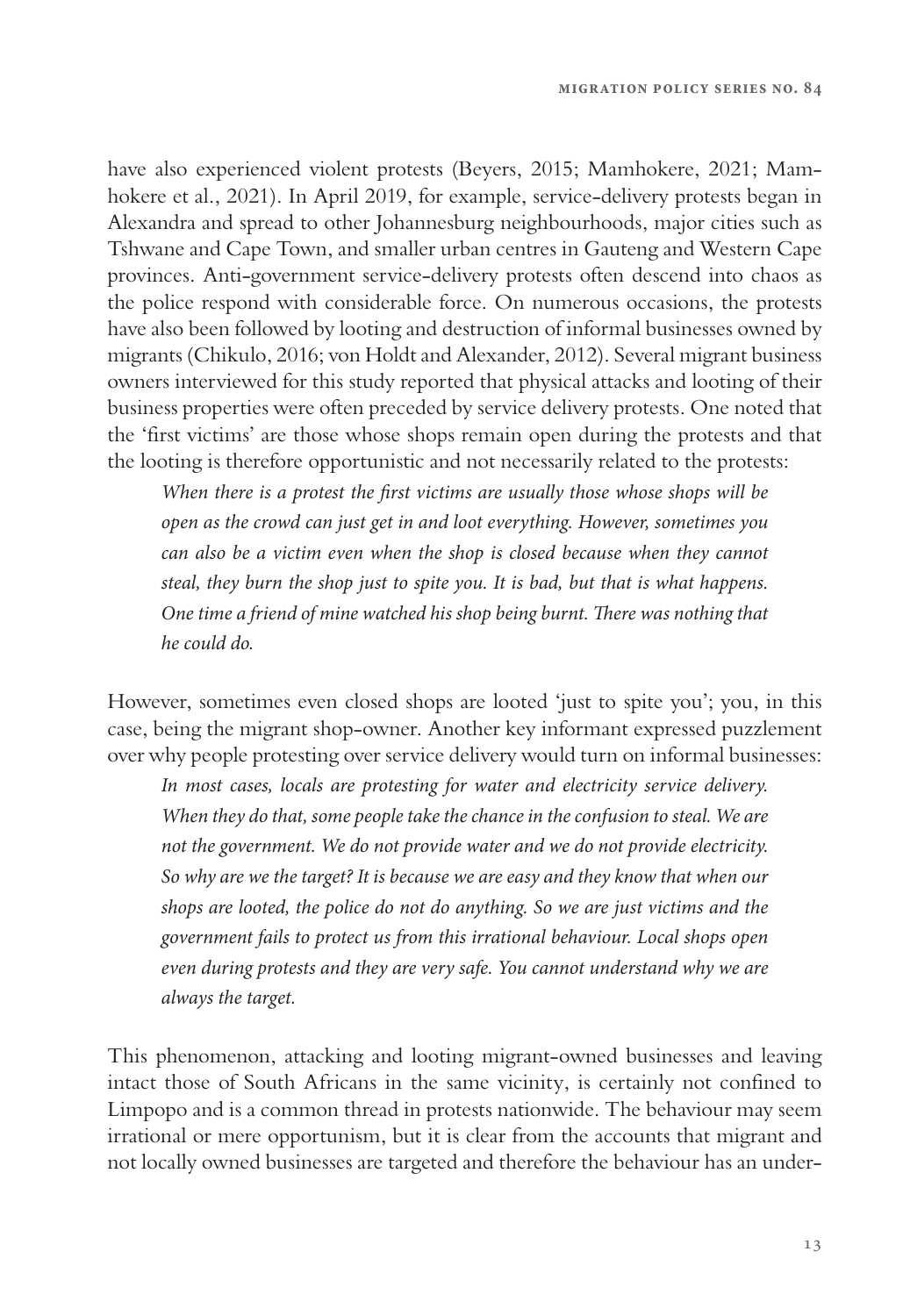have also experienced violent protests (Beyers, 2015; Mamhokere, 2021; Mamhokere et al., 2021). In April 2019, for example, service-delivery protests began in Alexandra and spread to other Johannesburg neighbourhoods, major cities such as Tshwane and Cape Town, and smaller urban centres in Gauteng and Western Cape provinces. Anti-government service-delivery protests often descend into chaos as the police respond with considerable force. On numerous occasions, the protests have also been followed by looting and destruction of informal businesses owned by migrants (Chikulo, 2016; von Holdt and Alexander, 2012). Several migrant business owners interviewed for this study reported that physical attacks and looting of their business properties were often preceded by service delivery protests. One noted that the 'first victims' are those whose shops remain open during the protests and that the looting is therefore opportunistic and not necessarily related to the protests:

> *When there is a protest the first victims are usually those whose shops will be open as the crowd can just get in and loot everything. However, sometimes you can also be a victim even when the shop is closed because when they cannot steal, they burn the shop just to spite you. It is bad, but that is what happens. One time a friend of mine watched his shop being burnt. There was nothing that he could do.*

However, sometimes even closed shops are looted 'just to spite you'; you, in this case, being the migrant shop-owner. Another key informant expressed puzzlement over why people protesting over service delivery would turn on informal businesses:

> *In most cases, locals are protesting for water and electricity service delivery. When they do that, some people take the chance in the confusion to steal. We are not the government. We do not provide water and we do not provide electricity. So why are we the target? It is because we are easy and they know that when our shops are looted, the police do not do anything. So we are just victims and the government fails to protect us from this irrational behaviour. Local shops open even during protests and they are very safe. You cannot understand why we are always the target.*

This phenomenon, attacking and looting migrant-owned businesses and leaving intact those of South Africans in the same vicinity, is certainly not confined to Limpopo and is a common thread in protests nationwide. The behaviour may seem irrational or mere opportunism, but it is clear from the accounts that migrant and not locally owned businesses are targeted and therefore the behaviour has an under-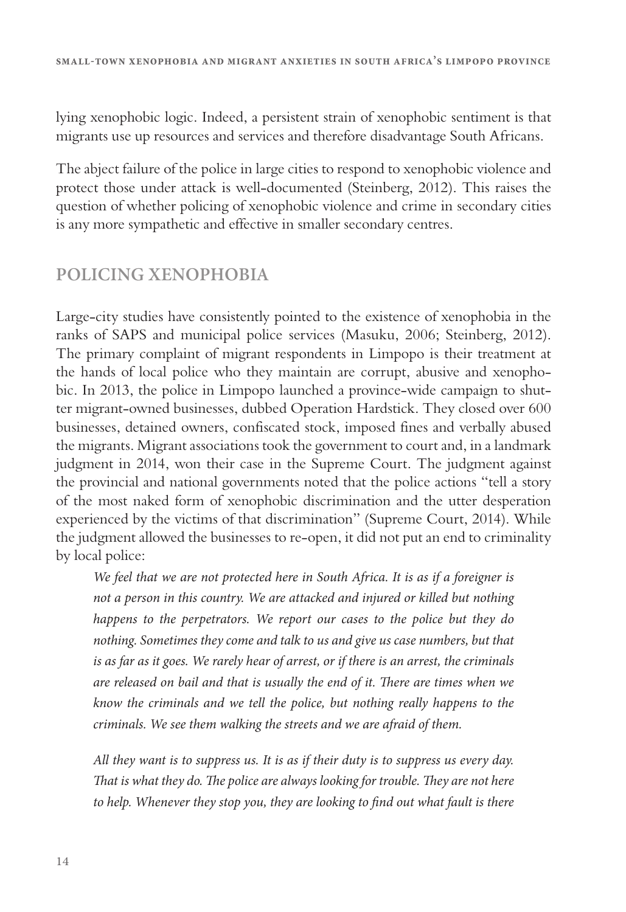lying xenophobic logic. Indeed, a persistent strain of xenophobic sentiment is that migrants use up resources and services and therefore disadvantage South Africans.

The abject failure of the police in large cities to respond to xenophobic violence and protect those under attack is well-documented (Steinberg, 2012). This raises the question of whether policing of xenophobic violence and crime in secondary cities is any more sympathetic and effective in smaller secondary centres.

## POLICING XENOPHOBIA

Large-city studies have consistently pointed to the existence of xenophobia in the ranks of SAPS and municipal police services (Masuku, 2006; Steinberg, 2012). The primary complaint of migrant respondents in Limpopo is their treatment at the hands of local police who they maintain are corrupt, abusive and xenophobic. In 2013, the police in Limpopo launched a province-wide campaign to shutter migrant-owned businesses, dubbed Operation Hardstick. They closed over 600 businesses, detained owners, confiscated stock, imposed fines and verbally abused the migrants. Migrant associations took the government to court and, in a landmark judgment in 2014, won their case in the Supreme Court. The judgment against the provincial and national governments noted that the police actions "tell a story of the most naked form of xenophobic discrimination and the utter desperation experienced by the victims of that discrimination" (Supreme Court, 2014). While the judgment allowed the businesses to re-open, it did not put an end to criminality by local police:

> *We feel that we are not protected here in South Africa. It is as if a foreigner is not a person in this country. We are attacked and injured or killed but nothing happens to the perpetrators. We report our cases to the police but they do nothing. Sometimes they come and talk to us and give us case numbers, but that is as far as it goes. We rarely hear of arrest, or if there is an arrest, the criminals are released on bail and that is usually the end of it. There are times when we know the criminals and we tell the police, but nothing really happens to the criminals. We see them walking the streets and we are afraid of them.*
>
> *All they want is to suppress us. It is as if their duty is to suppress us every day. That is what they do. The police are always looking for trouble. They are not here to help. Whenever they stop you, they are looking to find out what fault is there*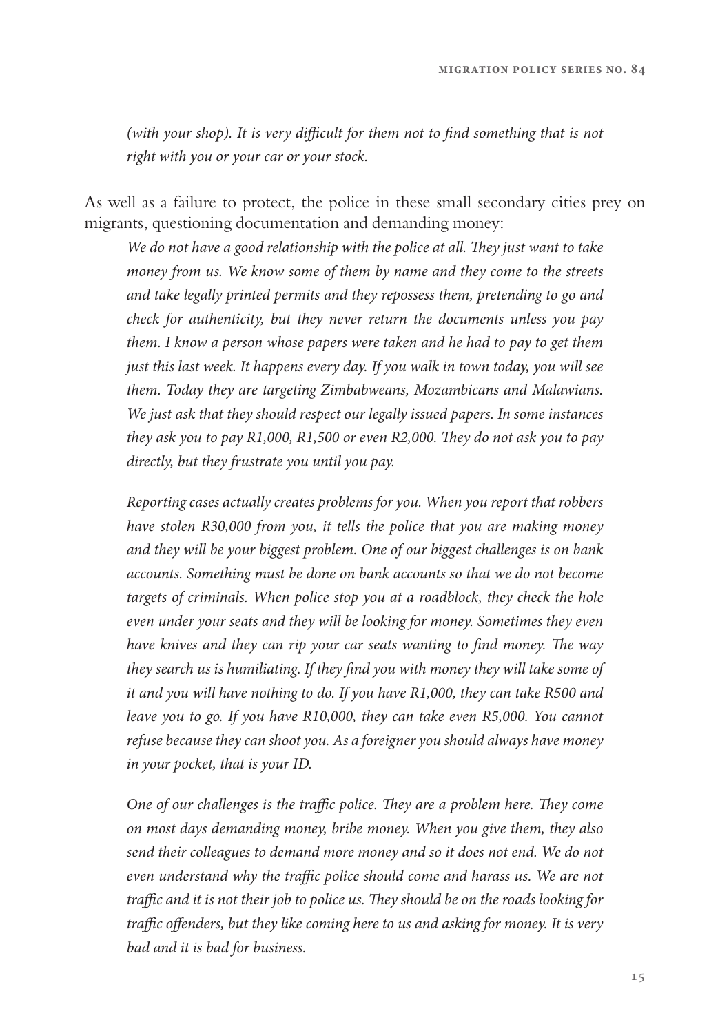*(with your shop). It is very difficult for them not to find something that is not right with you or your car or your stock.*

As well as a failure to protect, the police in these small secondary cities prey on migrants, questioning documentation and demanding money:

> *We do not have a good relationship with the police at all. They just want to take money from us. We know some of them by name and they come to the streets and take legally printed permits and they repossess them, pretending to go and check for authenticity, but they never return the documents unless you pay them. I know a person whose papers were taken and he had to pay to get them just this last week. It happens every day. If you walk in town today, you will see them. Today they are targeting Zimbabweans, Mozambicans and Malawians. We just ask that they should respect our legally issued papers. In some instances they ask you to pay R1,000, R1,500 or even R2,000. They do not ask you to pay directly, but they frustrate you until you pay.*
>
> *Reporting cases actually creates problems for you. When you report that robbers have stolen R30,000 from you, it tells the police that you are making money and they will be your biggest problem. One of our biggest challenges is on bank accounts. Something must be done on bank accounts so that we do not become targets of criminals. When police stop you at a roadblock, they check the hole even under your seats and they will be looking for money. Sometimes they even have knives and they can rip your car seats wanting to find money. The way they search us is humiliating. If they find you with money they will take some of it and you will have nothing to do. If you have R1,000, they can take R500 and leave you to go. If you have R10,000, they can take even R5,000. You cannot refuse because they can shoot you. As a foreigner you should always have money in your pocket, that is your ID.*
>
> *One of our challenges is the traffic police. They are a problem here. They come on most days demanding money, bribe money. When you give them, they also send their colleagues to demand more money and so it does not end. We do not even understand why the traffic police should come and harass us. We are not traffic and it is not their job to police us. They should be on the roads looking for traffic offenders, but they like coming here to us and asking for money. It is very bad and it is bad for business.*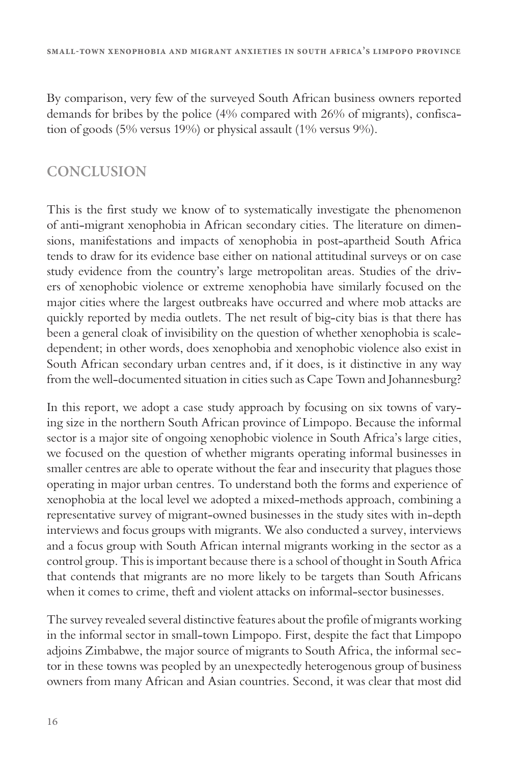By comparison, very few of the surveyed South African business owners reported demands for bribes by the police (4% compared with 26% of migrants), confiscation of goods (5% versus 19%) or physical assault (1% versus 9%).

## CONCLUSION

This is the first study we know of to systematically investigate the phenomenon of anti-migrant xenophobia in African secondary cities. The literature on dimensions, manifestations and impacts of xenophobia in post-apartheid South Africa tends to draw for its evidence base either on national attitudinal surveys or on case study evidence from the country's large metropolitan areas. Studies of the drivers of xenophobic violence or extreme xenophobia have similarly focused on the major cities where the largest outbreaks have occurred and where mob attacks are quickly reported by media outlets. The net result of big-city bias is that there has been a general cloak of invisibility on the question of whether xenophobia is scale-dependent; in other words, does xenophobia and xenophobic violence also exist in South African secondary urban centres and, if it does, is it distinctive in any way from the well-documented situation in cities such as Cape Town and Johannesburg?

In this report, we adopt a case study approach by focusing on six towns of varying size in the northern South African province of Limpopo. Because the informal sector is a major site of ongoing xenophobic violence in South Africa's large cities, we focused on the question of whether migrants operating informal businesses in smaller centres are able to operate without the fear and insecurity that plagues those operating in major urban centres. To understand both the forms and experience of xenophobia at the local level we adopted a mixed-methods approach, combining a representative survey of migrant-owned businesses in the study sites with in-depth interviews and focus groups with migrants. We also conducted a survey, interviews and a focus group with South African internal migrants working in the sector as a control group. This is important because there is a school of thought in South Africa that contends that migrants are no more likely to be targets than South Africans when it comes to crime, theft and violent attacks on informal-sector businesses.

The survey revealed several distinctive features about the profile of migrants working in the informal sector in small-town Limpopo. First, despite the fact that Limpopo adjoins Zimbabwe, the major source of migrants to South Africa, the informal sector in these towns was peopled by an unexpectedly heterogenous group of business owners from many African and Asian countries. Second, it was clear that most did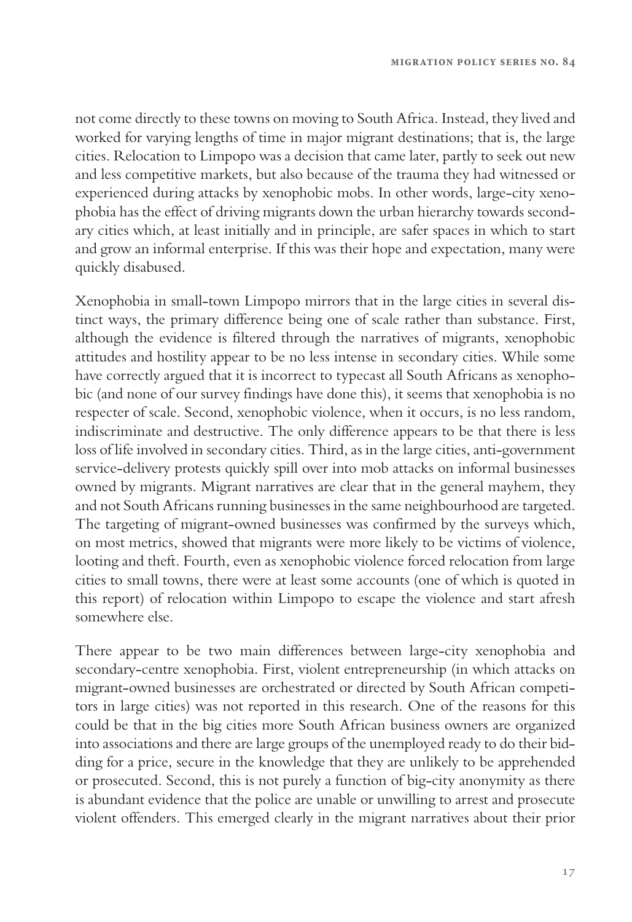not come directly to these towns on moving to South Africa. Instead, they lived and worked for varying lengths of time in major migrant destinations; that is, the large cities. Relocation to Limpopo was a decision that came later, partly to seek out new and less competitive markets, but also because of the trauma they had witnessed or experienced during attacks by xenophobic mobs. In other words, large-city xenophobia has the effect of driving migrants down the urban hierarchy towards secondary cities which, at least initially and in principle, are safer spaces in which to start and grow an informal enterprise. If this was their hope and expectation, many were quickly disabused.

Xenophobia in small-town Limpopo mirrors that in the large cities in several distinct ways, the primary difference being one of scale rather than substance. First, although the evidence is filtered through the narratives of migrants, xenophobic attitudes and hostility appear to be no less intense in secondary cities. While some have correctly argued that it is incorrect to typecast all South Africans as xenophobic (and none of our survey findings have done this), it seems that xenophobia is no respecter of scale. Second, xenophobic violence, when it occurs, is no less random, indiscriminate and destructive. The only difference appears to be that there is less loss of life involved in secondary cities. Third, as in the large cities, anti-government service-delivery protests quickly spill over into mob attacks on informal businesses owned by migrants. Migrant narratives are clear that in the general mayhem, they and not South Africans running businesses in the same neighbourhood are targeted. The targeting of migrant-owned businesses was confirmed by the surveys which, on most metrics, showed that migrants were more likely to be victims of violence, looting and theft. Fourth, even as xenophobic violence forced relocation from large cities to small towns, there were at least some accounts (one of which is quoted in this report) of relocation within Limpopo to escape the violence and start afresh somewhere else.

There appear to be two main differences between large-city xenophobia and secondary-centre xenophobia. First, violent entrepreneurship (in which attacks on migrant-owned businesses are orchestrated or directed by South African competitors in large cities) was not reported in this research. One of the reasons for this could be that in the big cities more South African business owners are organized into associations and there are large groups of the unemployed ready to do their bidding for a price, secure in the knowledge that they are unlikely to be apprehended or prosecuted. Second, this is not purely a function of big-city anonymity as there is abundant evidence that the police are unable or unwilling to arrest and prosecute violent offenders. This emerged clearly in the migrant narratives about their prior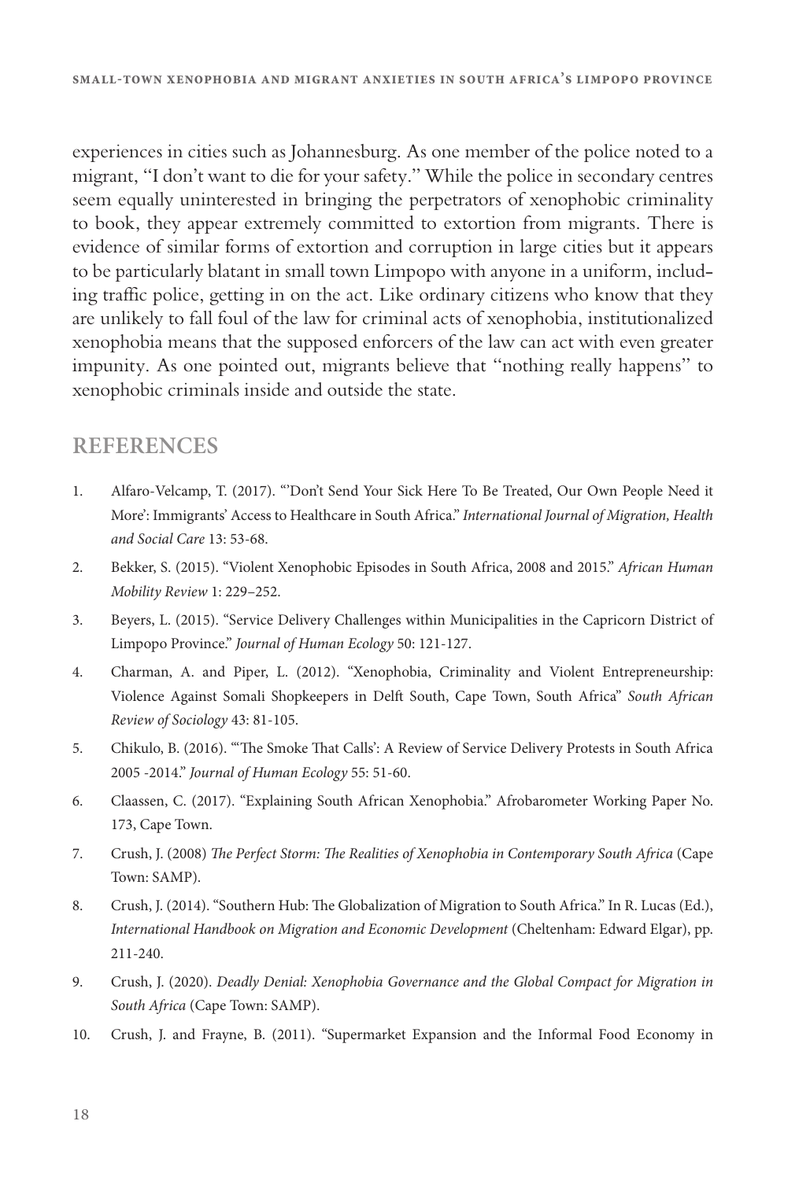experiences in cities such as Johannesburg. As one member of the police noted to a migrant, "I don't want to die for your safety." While the police in secondary centres seem equally uninterested in bringing the perpetrators of xenophobic criminality to book, they appear extremely committed to extortion from migrants. There is evidence of similar forms of extortion and corruption in large cities but it appears to be particularly blatant in small town Limpopo with anyone in a uniform, including traffic police, getting in on the act. Like ordinary citizens who know that they are unlikely to fall foul of the law for criminal acts of xenophobia, institutionalized xenophobia means that the supposed enforcers of the law can act with even greater impunity. As one pointed out, migrants believe that "nothing really happens" to xenophobic criminals inside and outside the state.

## REFERENCES

1. Alfaro-Velcamp, T. (2017). "'Don't Send Your Sick Here To Be Treated, Our Own People Need it More': Immigrants' Access to Healthcare in South Africa." *International Journal of Migration, Health and Social Care* 13: 53-68.
2. Bekker, S. (2015). "Violent Xenophobic Episodes in South Africa, 2008 and 2015." *African Human Mobility Review* 1: 229–252.
3. Beyers, L. (2015). "Service Delivery Challenges within Municipalities in the Capricorn District of Limpopo Province." *Journal of Human Ecology* 50: 121-127.
4. Charman, A. and Piper, L. (2012). "Xenophobia, Criminality and Violent Entrepreneurship: Violence Against Somali Shopkeepers in Delft South, Cape Town, South Africa" *South African Review of Sociology* 43: 81-105.
5. Chikulo, B. (2016). "'The Smoke That Calls': A Review of Service Delivery Protests in South Africa 2005 -2014." *Journal of Human Ecology* 55: 51-60.
6. Claassen, C. (2017). "Explaining South African Xenophobia." Afrobarometer Working Paper No. 173, Cape Town.
7. Crush, J. (2008) *The Perfect Storm: The Realities of Xenophobia in Contemporary South Africa* (Cape Town: SAMP).
8. Crush, J. (2014). "Southern Hub: The Globalization of Migration to South Africa." In R. Lucas (Ed.), *International Handbook on Migration and Economic Development* (Cheltenham: Edward Elgar), pp. 211-240.
9. Crush, J. (2020). *Deadly Denial: Xenophobia Governance and the Global Compact for Migration in South Africa* (Cape Town: SAMP).
10. Crush, J. and Frayne, B. (2011). "Supermarket Expansion and the Informal Food Economy in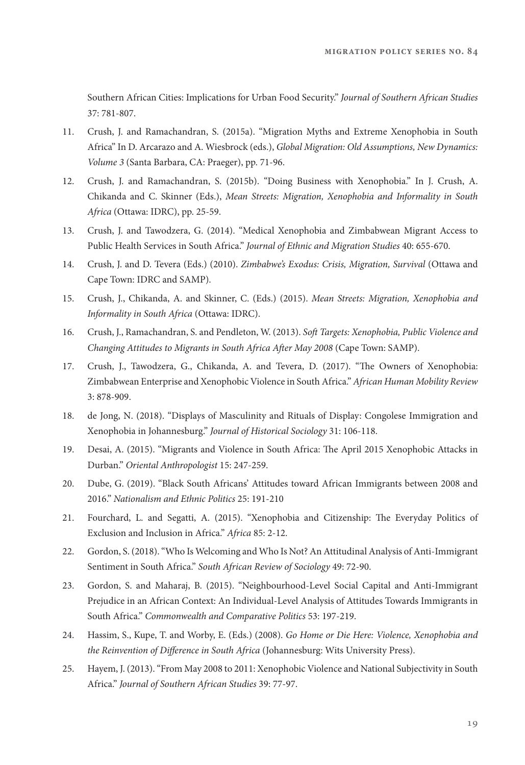Southern African Cities: Implications for Urban Food Security." *Journal of Southern African Studies* 37: 781-807.

11. Crush, J. and Ramachandran, S. (2015a). "Migration Myths and Extreme Xenophobia in South Africa" In D. Arcarazo and A. Wiesbrock (eds.), *Global Migration: Old Assumptions, New Dynamics: Volume 3* (Santa Barbara, CA: Praeger), pp. 71-96.
12. Crush, J. and Ramachandran, S. (2015b). "Doing Business with Xenophobia." In J. Crush, A. Chikanda and C. Skinner (Eds.), *Mean Streets: Migration, Xenophobia and Informality in South Africa* (Ottawa: IDRC), pp. 25-59.
13. Crush, J. and Tawodzera, G. (2014). "Medical Xenophobia and Zimbabwean Migrant Access to Public Health Services in South Africa." *Journal of Ethnic and Migration Studies* 40: 655-670.
14. Crush, J. and D. Tevera (Eds.) (2010). *Zimbabwe's Exodus: Crisis, Migration, Survival* (Ottawa and Cape Town: IDRC and SAMP).
15. Crush, J., Chikanda, A. and Skinner, C. (Eds.) (2015). *Mean Streets: Migration, Xenophobia and Informality in South Africa* (Ottawa: IDRC).
16. Crush, J., Ramachandran, S. and Pendleton, W. (2013). *Soft Targets: Xenophobia, Public Violence and Changing Attitudes to Migrants in South Africa After May 2008* (Cape Town: SAMP).
17. Crush, J., Tawodzera, G., Chikanda, A. and Tevera, D. (2017). "The Owners of Xenophobia: Zimbabwean Enterprise and Xenophobic Violence in South Africa." *African Human Mobility Review* 3: 878-909.
18. de Jong, N. (2018). "Displays of Masculinity and Rituals of Display: Congolese Immigration and Xenophobia in Johannesburg." *Journal of Historical Sociology* 31: 106-118.
19. Desai, A. (2015). "Migrants and Violence in South Africa: The April 2015 Xenophobic Attacks in Durban." *Oriental Anthropologist* 15: 247-259.
20. Dube, G. (2019). "Black South Africans' Attitudes toward African Immigrants between 2008 and 2016." *Nationalism and Ethnic Politics* 25: 191-210
21. Fourchard, L. and Segatti, A. (2015). "Xenophobia and Citizenship: The Everyday Politics of Exclusion and Inclusion in Africa." *Africa* 85: 2-12.
22. Gordon, S. (2018). "Who Is Welcoming and Who Is Not? An Attitudinal Analysis of Anti-Immigrant Sentiment in South Africa." *South African Review of Sociology* 49: 72-90.
23. Gordon, S. and Maharaj, B. (2015). "Neighbourhood-Level Social Capital and Anti-Immigrant Prejudice in an African Context: An Individual-Level Analysis of Attitudes Towards Immigrants in South Africa." *Commonwealth and Comparative Politics* 53: 197-219.
24. Hassim, S., Kupe, T. and Worby, E. (Eds.) (2008). *Go Home or Die Here: Violence, Xenophobia and the Reinvention of Difference in South Africa* (Johannesburg: Wits University Press).
25. Hayem, J. (2013). "From May 2008 to 2011: Xenophobic Violence and National Subjectivity in South Africa." *Journal of Southern African Studies* 39: 77-97.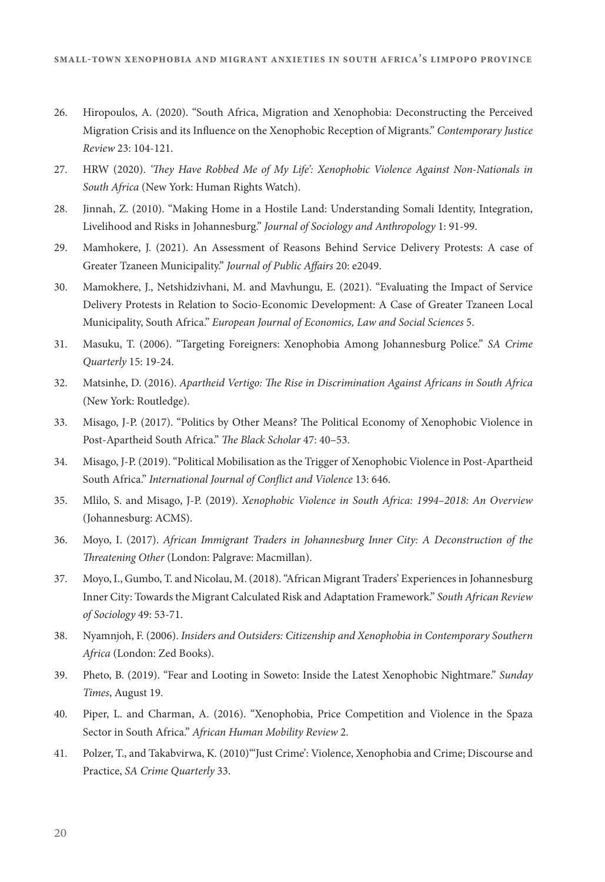26. Hiropoulos, A. (2020). "South Africa, Migration and Xenophobia: Deconstructing the Perceived Migration Crisis and its Influence on the Xenophobic Reception of Migrants." *Contemporary Justice Review* 23: 104-121.

27. HRW (2020). *'They Have Robbed Me of My Life': Xenophobic Violence Against Non-Nationals in South Africa* (New York: Human Rights Watch).

28. Jinnah, Z. (2010). "Making Home in a Hostile Land: Understanding Somali Identity, Integration, Livelihood and Risks in Johannesburg." *Journal of Sociology and Anthropology* 1: 91-99.

29. Mamhokere, J. (2021). An Assessment of Reasons Behind Service Delivery Protests: A case of Greater Tzaneen Municipality." *Journal of Public Affairs* 20: e2049.

30. Mamokhere, J., Netshidzivhani, M. and Mavhungu, E. (2021). "Evaluating the Impact of Service Delivery Protests in Relation to Socio-Economic Development: A Case of Greater Tzaneen Local Municipality, South Africa." *European Journal of Economics, Law and Social Sciences* 5.

31. Masuku, T. (2006). "Targeting Foreigners: Xenophobia Among Johannesburg Police." *SA Crime Quarterly* 15: 19-24.

32. Matsinhe, D. (2016). *Apartheid Vertigo: The Rise in Discrimination Against Africans in South Africa* (New York: Routledge).

33. Misago, J-P. (2017). "Politics by Other Means? The Political Economy of Xenophobic Violence in Post-Apartheid South Africa." *The Black Scholar* 47: 40–53.

34. Misago, J-P. (2019). "Political Mobilisation as the Trigger of Xenophobic Violence in Post-Apartheid South Africa." *International Journal of Conflict and Violence* 13: 646.

35. Mlilo, S. and Misago, J-P. (2019). *Xenophobic Violence in South Africa: 1994–2018: An Overview* (Johannesburg: ACMS).

36. Moyo, I. (2017). *African Immigrant Traders in Johannesburg Inner City: A Deconstruction of the Threatening Other* (London: Palgrave: Macmillan).

37. Moyo, I., Gumbo, T. and Nicolau, M. (2018). "African Migrant Traders' Experiences in Johannesburg Inner City: Towards the Migrant Calculated Risk and Adaptation Framework." *South African Review of Sociology* 49: 53-71.

38. Nyamnjoh, F. (2006). *Insiders and Outsiders: Citizenship and Xenophobia in Contemporary Southern Africa* (London: Zed Books).

39. Pheto, B. (2019). "Fear and Looting in Soweto: Inside the Latest Xenophobic Nightmare." *Sunday Times*, August 19.

40. Piper, L. and Charman, A. (2016). "Xenophobia, Price Competition and Violence in the Spaza Sector in South Africa." *African Human Mobility Review* 2.

41. Polzer, T., and Takabvirwa, K. (2010)"'Just Crime': Violence, Xenophobia and Crime; Discourse and Practice, *SA Crime Quarterly* 33.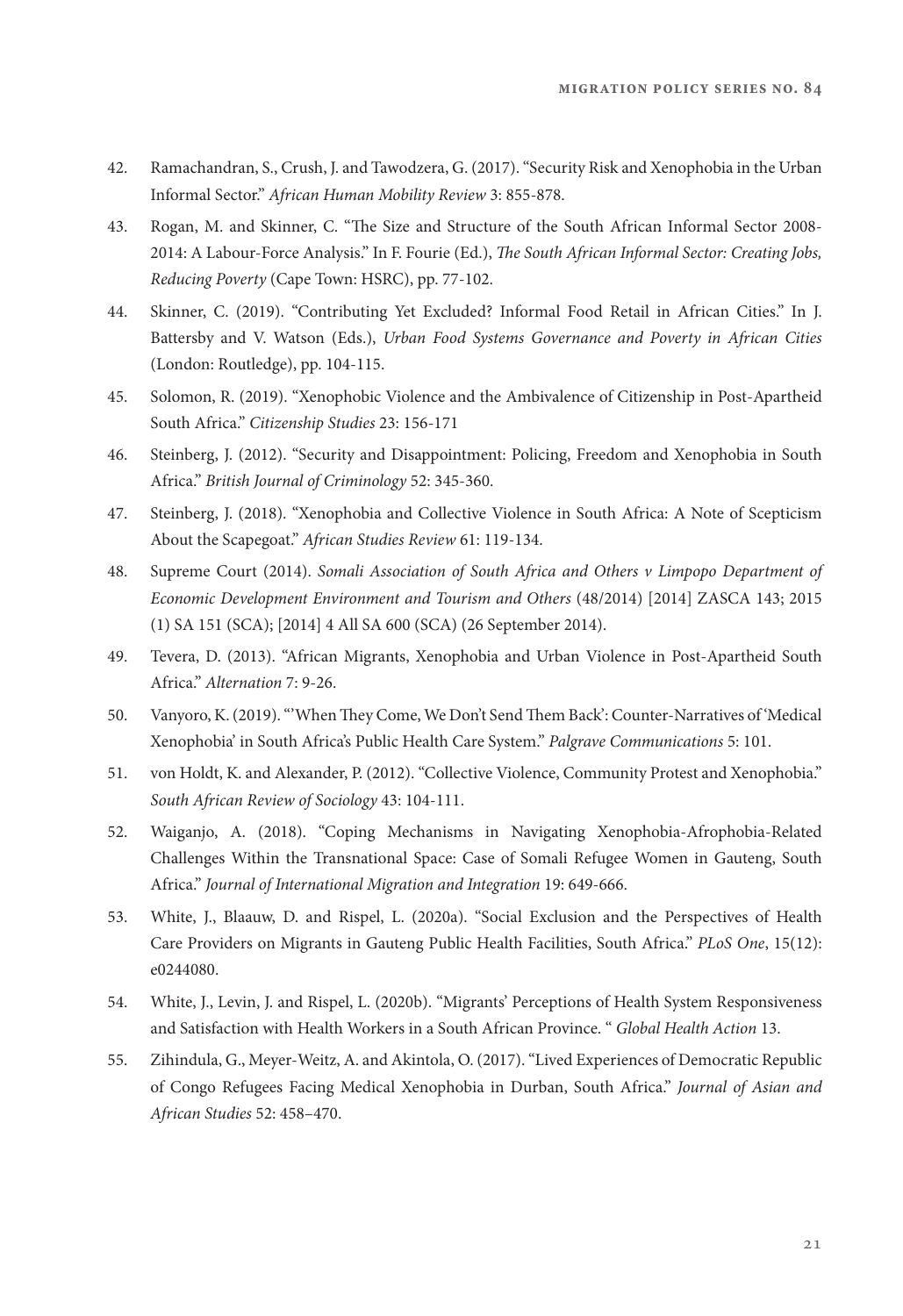42. Ramachandran, S., Crush, J. and Tawodzera, G. (2017). "Security Risk and Xenophobia in the Urban Informal Sector." *African Human Mobility Review* 3: 855-878.

43. Rogan, M. and Skinner, C. "The Size and Structure of the South African Informal Sector 2008-2014: A Labour-Force Analysis." In F. Fourie (Ed.), *The South African Informal Sector: Creating Jobs, Reducing Poverty* (Cape Town: HSRC), pp. 77-102.

44. Skinner, C. (2019). "Contributing Yet Excluded? Informal Food Retail in African Cities." In J. Battersby and V. Watson (Eds.), *Urban Food Systems Governance and Poverty in African Cities* (London: Routledge), pp. 104-115.

45. Solomon, R. (2019). "Xenophobic Violence and the Ambivalence of Citizenship in Post-Apartheid South Africa." *Citizenship Studies* 23: 156-171

46. Steinberg, J. (2012). "Security and Disappointment: Policing, Freedom and Xenophobia in South Africa." *British Journal of Criminology* 52: 345-360.

47. Steinberg, J. (2018). "Xenophobia and Collective Violence in South Africa: A Note of Scepticism About the Scapegoat." *African Studies Review* 61: 119-134.

48. Supreme Court (2014). *Somali Association of South Africa and Others v Limpopo Department of Economic Development Environment and Tourism and Others* (48/2014) [2014] ZASCA 143; 2015 (1) SA 151 (SCA); [2014] 4 All SA 600 (SCA) (26 September 2014).

49. Tevera, D. (2013). "African Migrants, Xenophobia and Urban Violence in Post-Apartheid South Africa." *Alternation* 7: 9-26.

50. Vanyoro, K. (2019). "'When They Come, We Don't Send Them Back': Counter-Narratives of 'Medical Xenophobia' in South Africa's Public Health Care System." *Palgrave Communications* 5: 101.

51. von Holdt, K. and Alexander, P. (2012). "Collective Violence, Community Protest and Xenophobia." *South African Review of Sociology* 43: 104-111.

52. Waiganjo, A. (2018). "Coping Mechanisms in Navigating Xenophobia-Afrophobia-Related Challenges Within the Transnational Space: Case of Somali Refugee Women in Gauteng, South Africa." *Journal of International Migration and Integration* 19: 649-666.

53. White, J., Blaauw, D. and Rispel, L. (2020a). "Social Exclusion and the Perspectives of Health Care Providers on Migrants in Gauteng Public Health Facilities, South Africa." *PLoS One*, 15(12): e0244080.

54. White, J., Levin, J. and Rispel, L. (2020b). "Migrants' Perceptions of Health System Responsiveness and Satisfaction with Health Workers in a South African Province. " *Global Health Action* 13.

55. Zihindula, G., Meyer-Weitz, A. and Akintola, O. (2017). "Lived Experiences of Democratic Republic of Congo Refugees Facing Medical Xenophobia in Durban, South Africa." *Journal of Asian and African Studies* 52: 458–470.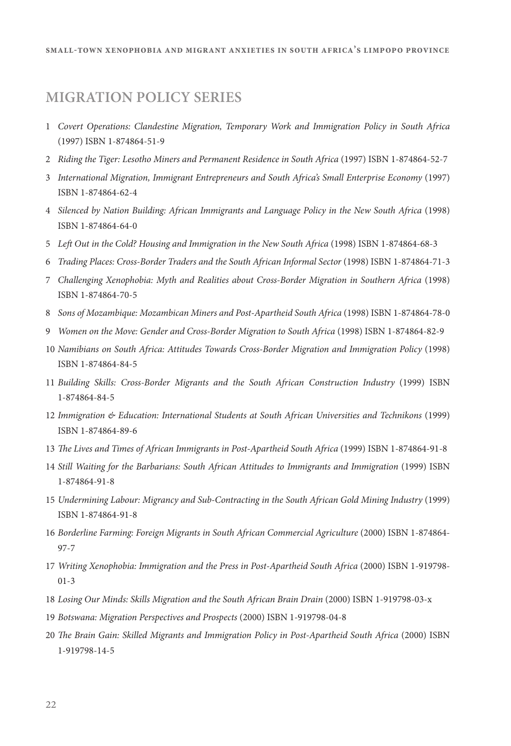## MIGRATION POLICY SERIES

1 *Covert Operations: Clandestine Migration, Temporary Work and Immigration Policy in South Africa* (1997) ISBN 1-874864-51-9
2 *Riding the Tiger: Lesotho Miners and Permanent Residence in South Africa* (1997) ISBN 1-874864-52-7
3 *International Migration, Immigrant Entrepreneurs and South Africa's Small Enterprise Economy* (1997) ISBN 1-874864-62-4
4 *Silenced by Nation Building: African Immigrants and Language Policy in the New South Africa* (1998) ISBN 1-874864-64-0
5 *Left Out in the Cold? Housing and Immigration in the New South Africa* (1998) ISBN 1-874864-68-3
6 *Trading Places: Cross-Border Traders and the South African Informal Sector* (1998) ISBN 1-874864-71-3
7 *Challenging Xenophobia: Myth and Realities about Cross-Border Migration in Southern Africa* (1998) ISBN 1-874864-70-5
8 *Sons of Mozambique: Mozambican Miners and Post-Apartheid South Africa* (1998) ISBN 1-874864-78-0
9 *Women on the Move: Gender and Cross-Border Migration to South Africa* (1998) ISBN 1-874864-82-9
10 *Namibians on South Africa: Attitudes Towards Cross-Border Migration and Immigration Policy* (1998) ISBN 1-874864-84-5
11 *Building Skills: Cross-Border Migrants and the South African Construction Industry* (1999) ISBN 1-874864-84-5
12 *Immigration & Education: International Students at South African Universities and Technikons* (1999) ISBN 1-874864-89-6
13 *The Lives and Times of African Immigrants in Post-Apartheid South Africa* (1999) ISBN 1-874864-91-8
14 *Still Waiting for the Barbarians: South African Attitudes to Immigrants and Immigration* (1999) ISBN 1-874864-91-8
15 *Undermining Labour: Migrancy and Sub-Contracting in the South African Gold Mining Industry* (1999) ISBN 1-874864-91-8
16 *Borderline Farming: Foreign Migrants in South African Commercial Agriculture* (2000) ISBN 1-874864-97-7
17 *Writing Xenophobia: Immigration and the Press in Post-Apartheid South Africa* (2000) ISBN 1-919798-01-3
18 *Losing Our Minds: Skills Migration and the South African Brain Drain* (2000) ISBN 1-919798-03-x
19 *Botswana: Migration Perspectives and Prospects* (2000) ISBN 1-919798-04-8
20 *The Brain Gain: Skilled Migrants and Immigration Policy in Post-Apartheid South Africa* (2000) ISBN 1-919798-14-5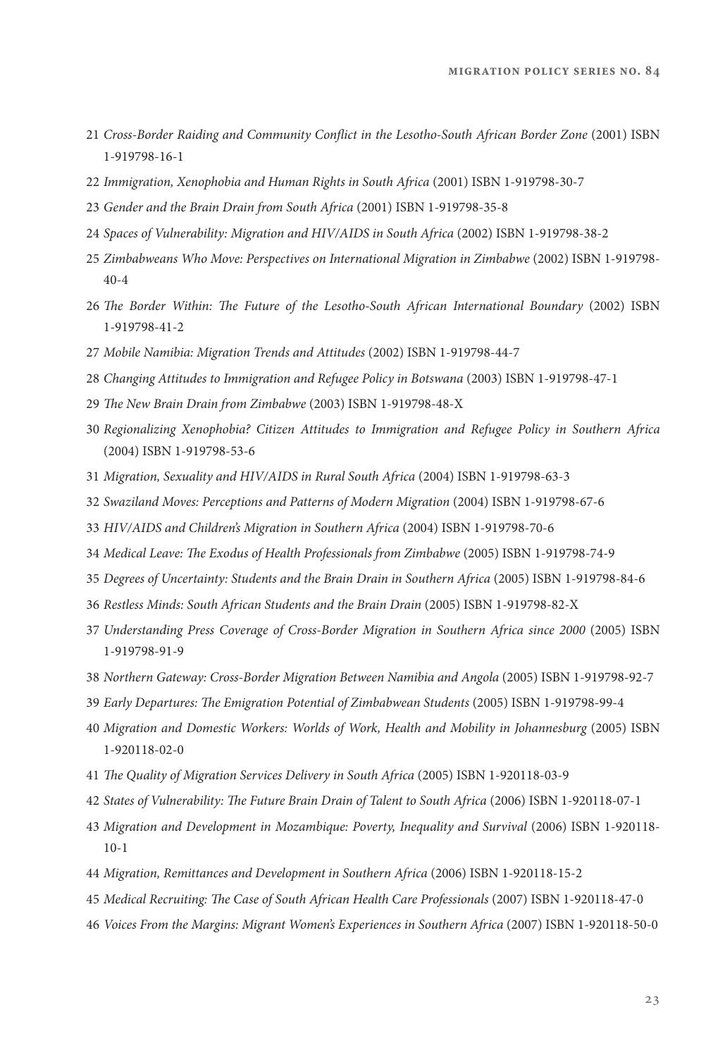21 *Cross-Border Raiding and Community Conflict in the Lesotho-South African Border Zone* (2001) ISBN 1-919798-16-1

22 *Immigration, Xenophobia and Human Rights in South Africa* (2001) ISBN 1-919798-30-7

23 *Gender and the Brain Drain from South Africa* (2001) ISBN 1-919798-35-8

24 *Spaces of Vulnerability: Migration and HIV/AIDS in South Africa* (2002) ISBN 1-919798-38-2

25 *Zimbabweans Who Move: Perspectives on International Migration in Zimbabwe* (2002) ISBN 1-919798-40-4

26 *The Border Within: The Future of the Lesotho-South African International Boundary* (2002) ISBN 1-919798-41-2

27 *Mobile Namibia: Migration Trends and Attitudes* (2002) ISBN 1-919798-44-7

28 *Changing Attitudes to Immigration and Refugee Policy in Botswana* (2003) ISBN 1-919798-47-1

29 *The New Brain Drain from Zimbabwe* (2003) ISBN 1-919798-48-X

30 *Regionalizing Xenophobia? Citizen Attitudes to Immigration and Refugee Policy in Southern Africa* (2004) ISBN 1-919798-53-6

31 *Migration, Sexuality and HIV/AIDS in Rural South Africa* (2004) ISBN 1-919798-63-3

32 *Swaziland Moves: Perceptions and Patterns of Modern Migration* (2004) ISBN 1-919798-67-6

33 *HIV/AIDS and Children's Migration in Southern Africa* (2004) ISBN 1-919798-70-6

34 *Medical Leave: The Exodus of Health Professionals from Zimbabwe* (2005) ISBN 1-919798-74-9

35 *Degrees of Uncertainty: Students and the Brain Drain in Southern Africa* (2005) ISBN 1-919798-84-6

36 *Restless Minds: South African Students and the Brain Drain* (2005) ISBN 1-919798-82-X

37 *Understanding Press Coverage of Cross-Border Migration in Southern Africa since 2000* (2005) ISBN 1-919798-91-9

38 *Northern Gateway: Cross-Border Migration Between Namibia and Angola* (2005) ISBN 1-919798-92-7

39 *Early Departures: The Emigration Potential of Zimbabwean Students* (2005) ISBN 1-919798-99-4

40 *Migration and Domestic Workers: Worlds of Work, Health and Mobility in Johannesburg* (2005) ISBN 1-920118-02-0

41 *The Quality of Migration Services Delivery in South Africa* (2005) ISBN 1-920118-03-9

42 *States of Vulnerability: The Future Brain Drain of Talent to South Africa* (2006) ISBN 1-920118-07-1

43 *Migration and Development in Mozambique: Poverty, Inequality and Survival* (2006) ISBN 1-920118-10-1

44 *Migration, Remittances and Development in Southern Africa* (2006) ISBN 1-920118-15-2

45 *Medical Recruiting: The Case of South African Health Care Professionals* (2007) ISBN 1-920118-47-0

46 *Voices From the Margins: Migrant Women's Experiences in Southern Africa* (2007) ISBN 1-920118-50-0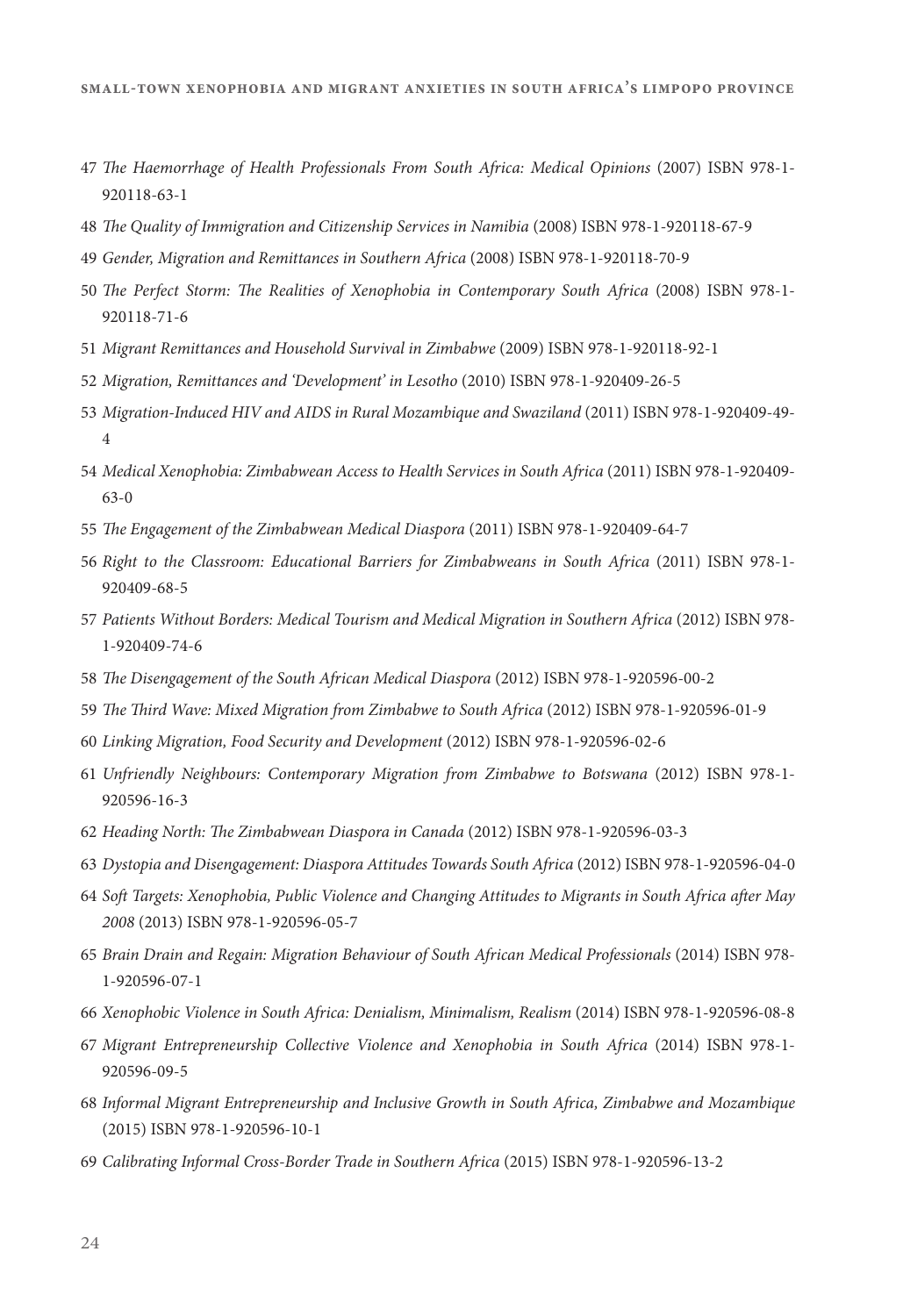47 *The Haemorrhage of Health Professionals From South Africa: Medical Opinions* (2007) ISBN 978-1-920118-63-1

48 *The Quality of Immigration and Citizenship Services in Namibia* (2008) ISBN 978-1-920118-67-9

49 *Gender, Migration and Remittances in Southern Africa* (2008) ISBN 978-1-920118-70-9

50 *The Perfect Storm: The Realities of Xenophobia in Contemporary South Africa* (2008) ISBN 978-1-920118-71-6

51 *Migrant Remittances and Household Survival in Zimbabwe* (2009) ISBN 978-1-920118-92-1

52 *Migration, Remittances and 'Development' in Lesotho* (2010) ISBN 978-1-920409-26-5

53 *Migration-Induced HIV and AIDS in Rural Mozambique and Swaziland* (2011) ISBN 978-1-920409-49-4

54 *Medical Xenophobia: Zimbabwean Access to Health Services in South Africa* (2011) ISBN 978-1-920409-63-0

55 *The Engagement of the Zimbabwean Medical Diaspora* (2011) ISBN 978-1-920409-64-7

56 *Right to the Classroom: Educational Barriers for Zimbabweans in South Africa* (2011) ISBN 978-1-920409-68-5

57 *Patients Without Borders: Medical Tourism and Medical Migration in Southern Africa* (2012) ISBN 978-1-920409-74-6

58 *The Disengagement of the South African Medical Diaspora* (2012) ISBN 978-1-920596-00-2

59 *The Third Wave: Mixed Migration from Zimbabwe to South Africa* (2012) ISBN 978-1-920596-01-9

60 *Linking Migration, Food Security and Development* (2012) ISBN 978-1-920596-02-6

61 *Unfriendly Neighbours: Contemporary Migration from Zimbabwe to Botswana* (2012) ISBN 978-1-920596-16-3

62 *Heading North: The Zimbabwean Diaspora in Canada* (2012) ISBN 978-1-920596-03-3

63 *Dystopia and Disengagement: Diaspora Attitudes Towards South Africa* (2012) ISBN 978-1-920596-04-0

64 *Soft Targets: Xenophobia, Public Violence and Changing Attitudes to Migrants in South Africa after May 2008* (2013) ISBN 978-1-920596-05-7

65 *Brain Drain and Regain: Migration Behaviour of South African Medical Professionals* (2014) ISBN 978-1-920596-07-1

66 *Xenophobic Violence in South Africa: Denialism, Minimalism, Realism* (2014) ISBN 978-1-920596-08-8

67 *Migrant Entrepreneurship Collective Violence and Xenophobia in South Africa* (2014) ISBN 978-1-920596-09-5

68 *Informal Migrant Entrepreneurship and Inclusive Growth in South Africa, Zimbabwe and Mozambique* (2015) ISBN 978-1-920596-10-1

69 *Calibrating Informal Cross-Border Trade in Southern Africa* (2015) ISBN 978-1-920596-13-2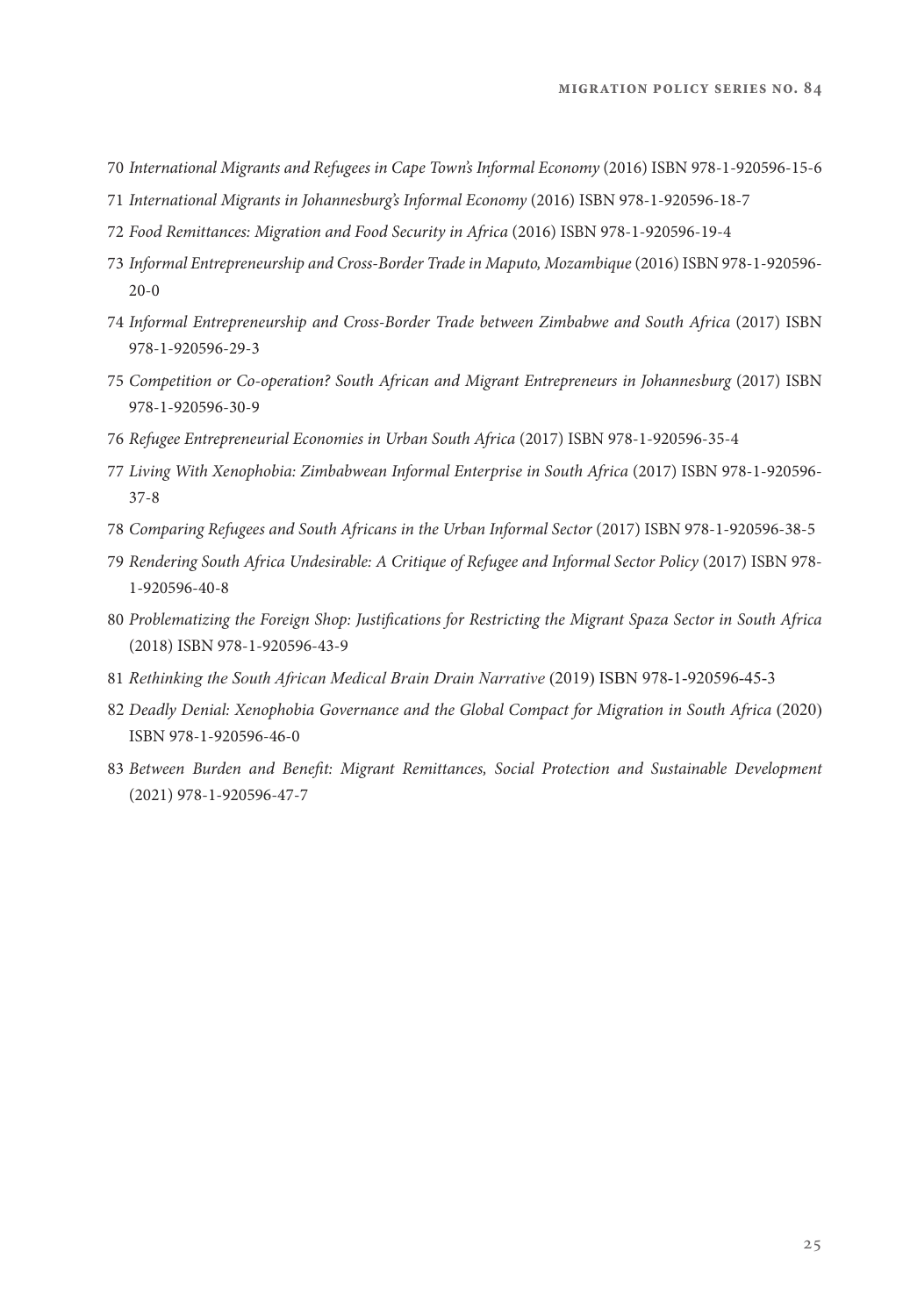70 *International Migrants and Refugees in Cape Town's Informal Economy* (2016) ISBN 978-1-920596-15-6

71 *International Migrants in Johannesburg's Informal Economy* (2016) ISBN 978-1-920596-18-7

72 *Food Remittances: Migration and Food Security in Africa* (2016) ISBN 978-1-920596-19-4

73 *Informal Entrepreneurship and Cross-Border Trade in Maputo, Mozambique* (2016) ISBN 978-1-920596-20-0

74 *Informal Entrepreneurship and Cross-Border Trade between Zimbabwe and South Africa* (2017) ISBN 978-1-920596-29-3

75 *Competition or Co-operation? South African and Migrant Entrepreneurs in Johannesburg* (2017) ISBN 978-1-920596-30-9

76 *Refugee Entrepreneurial Economies in Urban South Africa* (2017) ISBN 978-1-920596-35-4

77 *Living With Xenophobia: Zimbabwean Informal Enterprise in South Africa* (2017) ISBN 978-1-920596-37-8

78 *Comparing Refugees and South Africans in the Urban Informal Sector* (2017) ISBN 978-1-920596-38-5

79 *Rendering South Africa Undesirable: A Critique of Refugee and Informal Sector Policy* (2017) ISBN 978-1-920596-40-8

80 *Problematizing the Foreign Shop: Justifications for Restricting the Migrant Spaza Sector in South Africa* (2018) ISBN 978-1-920596-43-9

81 *Rethinking the South African Medical Brain Drain Narrative* (2019) ISBN 978-1-920596-45-3

82 *Deadly Denial: Xenophobia Governance and the Global Compact for Migration in South Africa* (2020) ISBN 978-1-920596-46-0

83 *Between Burden and Benefit: Migrant Remittances, Social Protection and Sustainable Development* (2021) 978-1-920596-47-7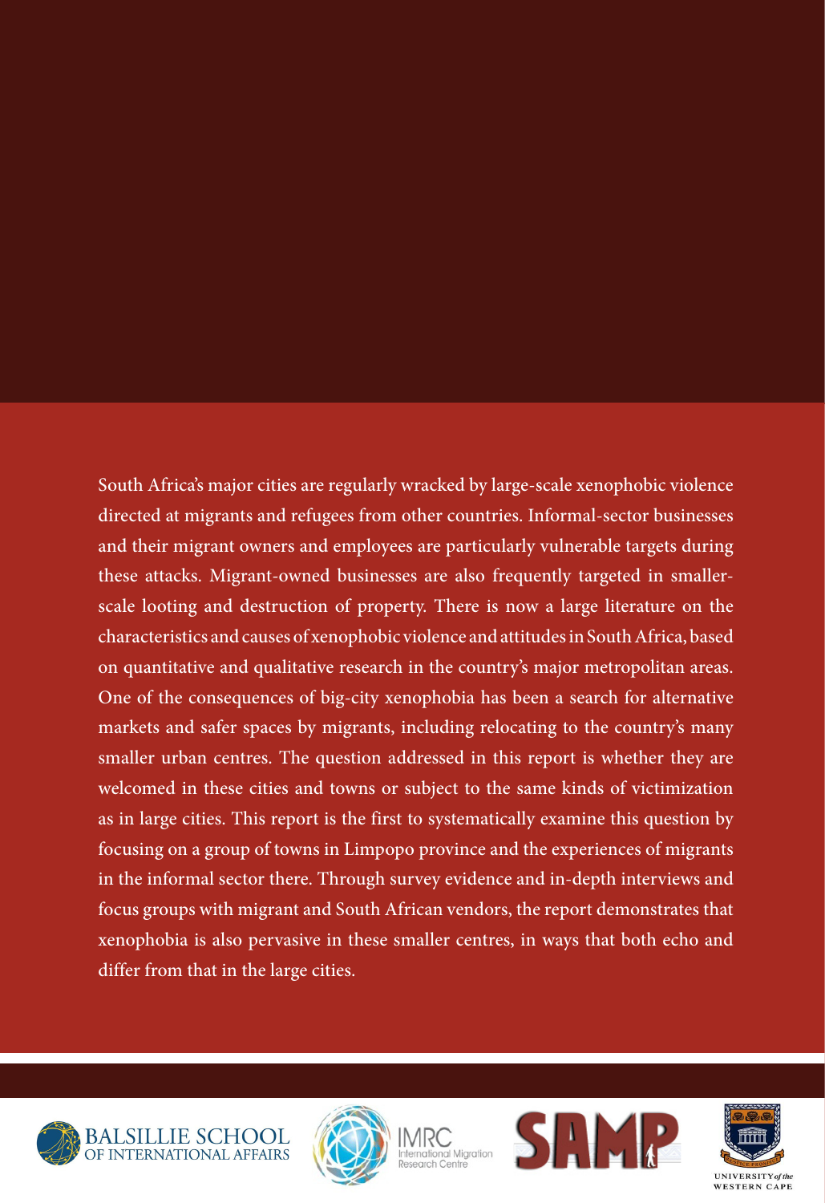South Africa's major cities are regularly wracked by large-scale xenophobic violence directed at migrants and refugees from other countries. Informal-sector businesses and their migrant owners and employees are particularly vulnerable targets during these attacks. Migrant-owned businesses are also frequently targeted in smaller-scale looting and destruction of property. There is now a large literature on the characteristics and causes of xenophobic violence and attitudes in South Africa, based on quantitative and qualitative research in the country's major metropolitan areas. One of the consequences of big-city xenophobia has been a search for alternative markets and safer spaces by migrants, including relocating to the country's many smaller urban centres. The question addressed in this report is whether they are welcomed in these cities and towns or subject to the same kinds of victimization as in large cities. This report is the first to systematically examine this question by focusing on a group of towns in Limpopo province and the experiences of migrants in the informal sector there. Through survey evidence and in-depth interviews and focus groups with migrant and South African vendors, the report demonstrates that xenophobia is also pervasive in these smaller centres, in ways that both echo and differ from that in the large cities.

BALSILLIE SCHOOL OF INTERNATIONAL AFFAIRS

IMRC International Migration Research Centre

SAMP

UNIVERSITY of the WESTERN CAPE